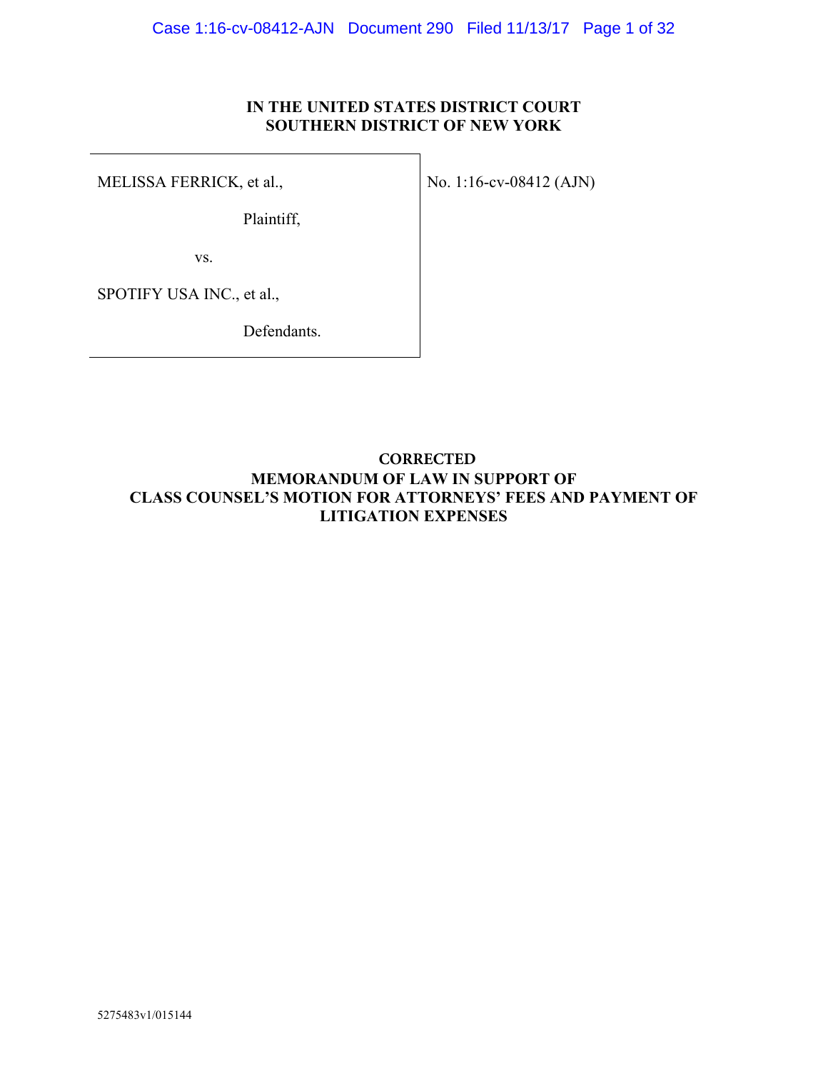**IN THE UNITED STATES DISTRICT COURT**
**SOUTHERN DISTRICT OF NEW YORK**

| | |
|---|---|
| MELISSA FERRICK, et al., Plaintiff, vs. SPOTIFY USA INC., et al., Defendants. | No. 1:16-cv-08412 (AJN) |

**CORRECTED**
**MEMORANDUM OF LAW IN SUPPORT OF**
**CLASS COUNSEL'S MOTION FOR ATTORNEYS' FEES AND PAYMENT OF LITIGATION EXPENSES**

5275483v1/015144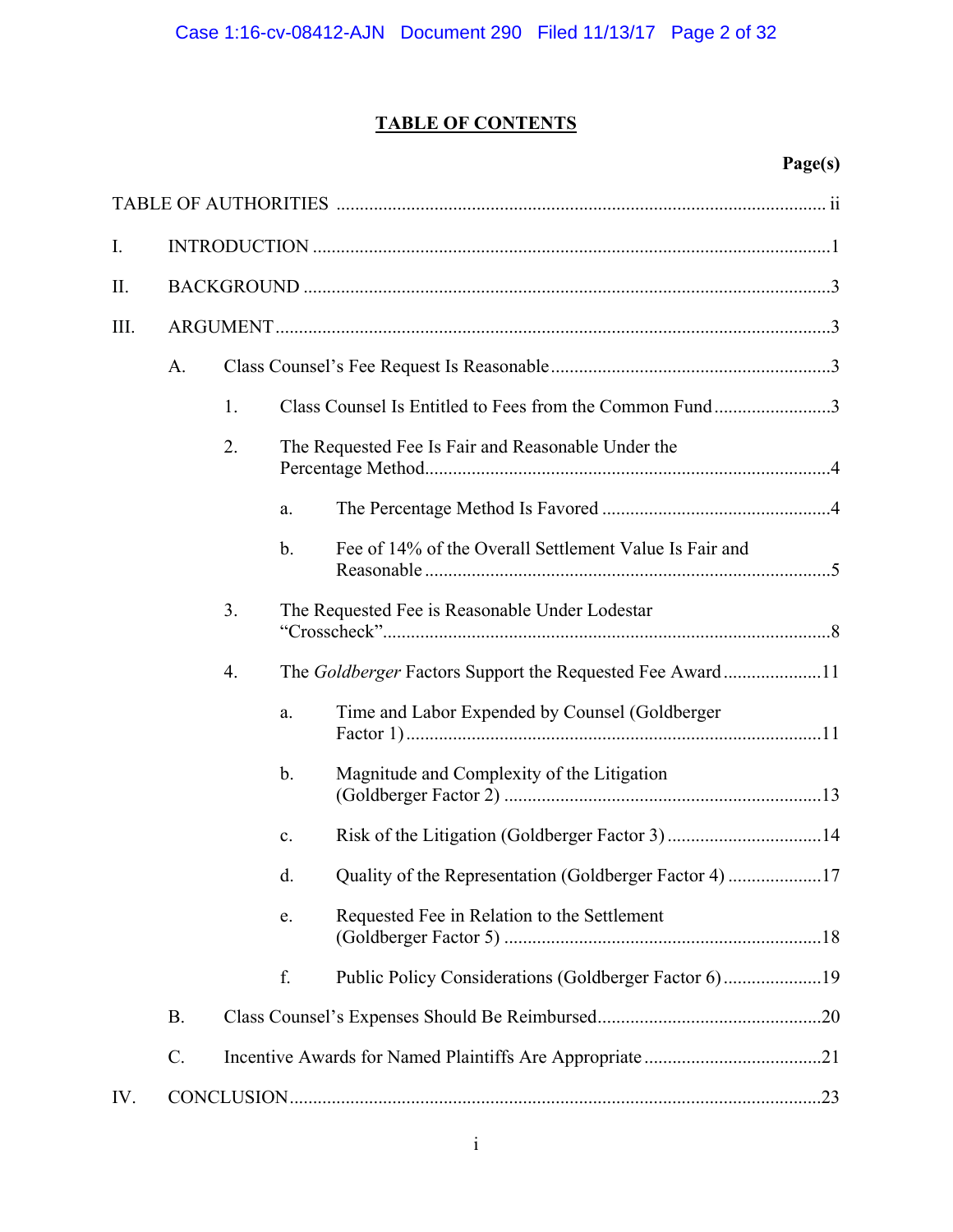# TABLE OF CONTENTS

**Page(s)**

TABLE OF AUTHORITIES ........................................................................................................ ii

I. INTRODUCTION ..............................................................................................................1

II. BACKGROUND ................................................................................................................3

III. ARGUMENT......................................................................................................................3

- A. Class Counsel's Fee Request Is Reasonable ............................................................3
  - 1. Class Counsel Is Entitled to Fees from the Common Fund .........................3
  - 2. The Requested Fee Is Fair and Reasonable Under the Percentage Method.....................................................................................4
    - a. The Percentage Method Is Favored .................................................4
    - b. Fee of 14% of the Overall Settlement Value Is Fair and Reasonable .......................................................................................5
  - 3. The Requested Fee is Reasonable Under Lodestar "Crosscheck"...............................................................................8
  - 4. The *Goldberger* Factors Support the Requested Fee Award .....................11
    - a. Time and Labor Expended by Counsel (Goldberger Factor 1).......................................................................................11
    - b. Magnitude and Complexity of the Litigation (Goldberger Factor 2) ...................................................................13
    - c. Risk of the Litigation (Goldberger Factor 3) .................................14
    - d. Quality of the Representation (Goldberger Factor 4) ....................17
    - e. Requested Fee in Relation to the Settlement (Goldberger Factor 5) ...................................................................18
    - f. Public Policy Considerations (Goldberger Factor 6).....................19
- B. Class Counsel's Expenses Should Be Reimbursed................................................20
- C. Incentive Awards for Named Plaintiffs Are Appropriate ......................................21

IV. CONCLUSION.................................................................................................................23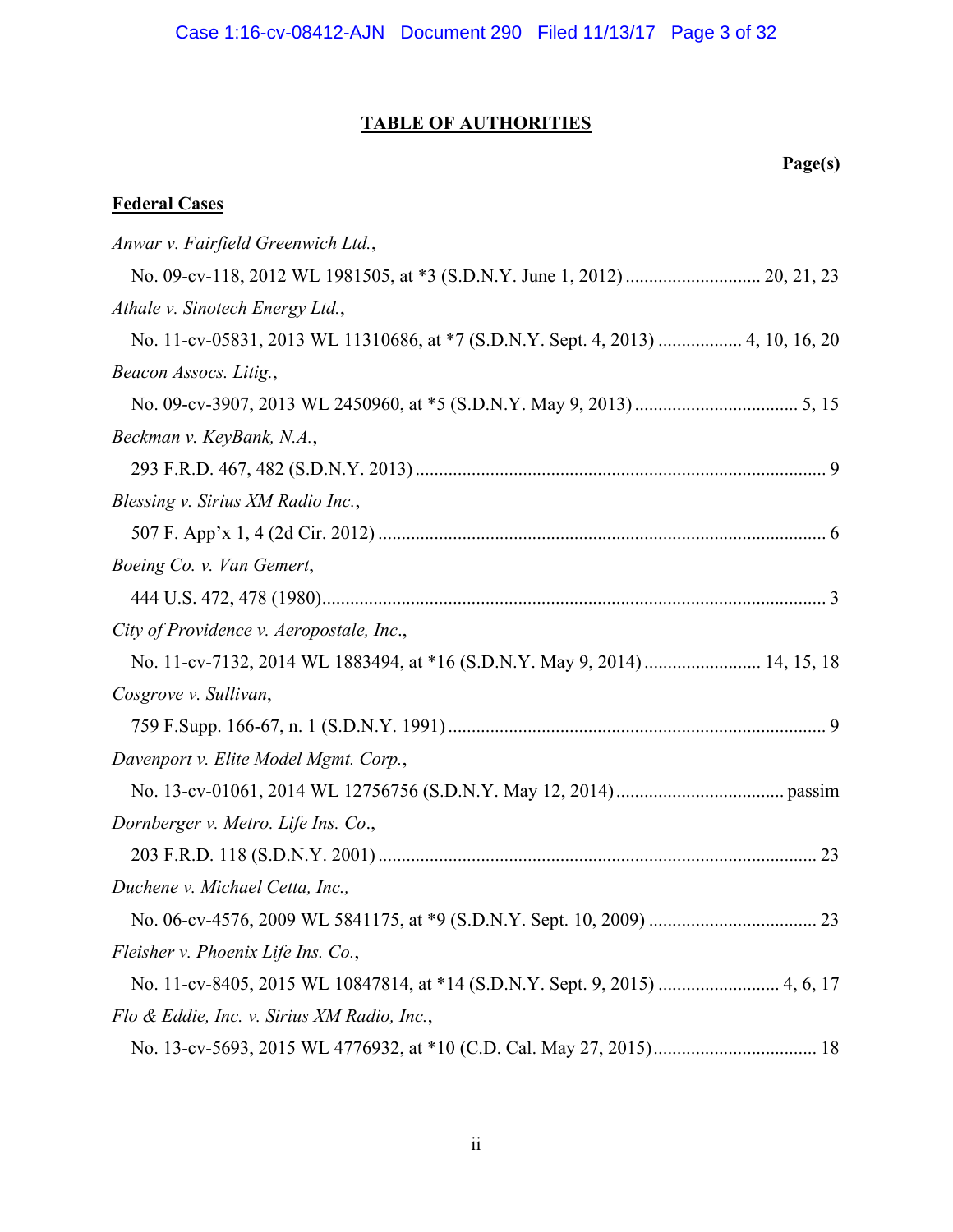## TABLE OF AUTHORITIES

**Page(s)**

### Federal Cases

*Anwar v. Fairfield Greenwich Ltd.*,
No. 09-cv-118, 2012 WL 1981505, at *3 (S.D.N.Y. June 1, 2012) ............................ 20, 21, 23

*Athale v. Sinotech Energy Ltd.*,
No. 11-cv-05831, 2013 WL 11310686, at *7 (S.D.N.Y. Sept. 4, 2013) .................. 4, 10, 16, 20

*Beacon Assocs. Litig.*,
No. 09-cv-3907, 2013 WL 2450960, at *5 (S.D.N.Y. May 9, 2013) .................................. 5, 15

*Beckman v. KeyBank, N.A.*,
293 F.R.D. 467, 482 (S.D.N.Y. 2013) ....................................................................................... 9

*Blessing v. Sirius XM Radio Inc.*,
507 F. App'x 1, 4 (2d Cir. 2012) ................................................................................................ 6

*Boeing Co. v. Van Gemert*,
444 U.S. 472, 478 (1980)............................................................................................................ 3

*City of Providence v. Aeropostale, Inc*.,
No. 11-cv-7132, 2014 WL 1883494, at *16 (S.D.N.Y. May 9, 2014) ......................... 14, 15, 18

*Cosgrove v. Sullivan*,
759 F.Supp. 166-67, n. 1 (S.D.N.Y. 1991) ................................................................................. 9

*Davenport v. Elite Model Mgmt. Corp.*,
No. 13-cv-01061, 2014 WL 12756756 (S.D.N.Y. May 12, 2014) ................................... passim

*Dornberger v. Metro. Life Ins. Co*.,
203 F.R.D. 118 (S.D.N.Y. 2001) ............................................................................................. 23

*Duchene v. Michael Cetta, Inc.,*
No. 06-cv-4576, 2009 WL 5841175, at *9 (S.D.N.Y. Sept. 10, 2009) .................................... 23

*Fleisher v. Phoenix Life Ins. Co.*,
No. 11-cv-8405, 2015 WL 10847814, at *14 (S.D.N.Y. Sept. 9, 2015) .......................... 4, 6, 17

*Flo & Eddie, Inc. v. Sirius XM Radio, Inc.*,
No. 13-cv-5693, 2015 WL 4776932, at *10 (C.D. Cal. May 27, 2015).................................. 18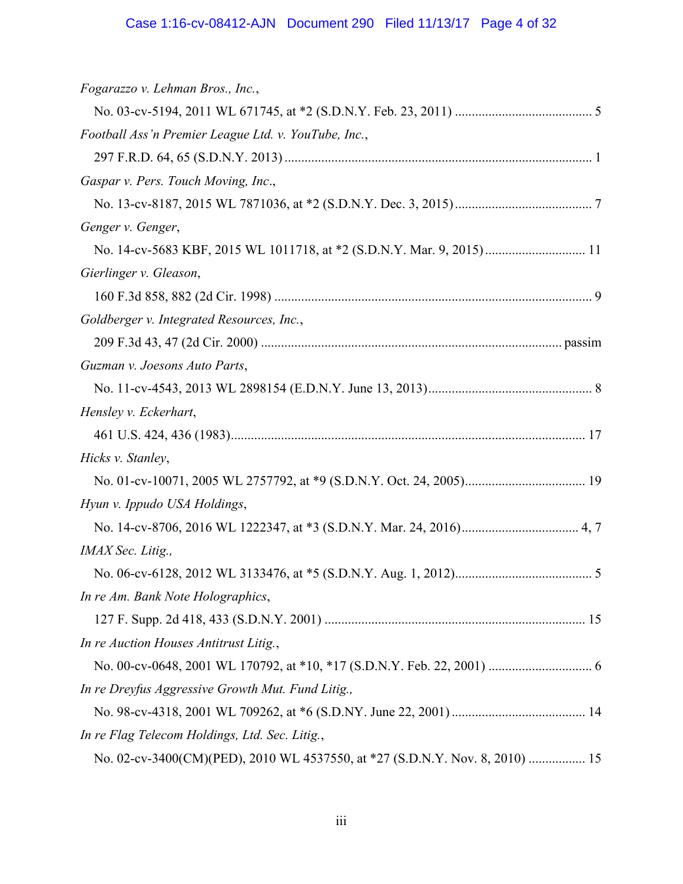*Fogarazzo v. Lehman Bros., Inc.*,
No. 03-cv-5194, 2011 WL 671745, at *2 (S.D.N.Y. Feb. 23, 2011) ........................................ 5

*Football Ass'n Premier League Ltd. v. YouTube, Inc.*,
297 F.R.D. 64, 65 (S.D.N.Y. 2013) ............................................................................................ 1

*Gaspar v. Pers. Touch Moving, Inc*.,
No. 13-cv-8187, 2015 WL 7871036, at *2 (S.D.N.Y. Dec. 3, 2015) ........................................ 7

*Genger v. Genger*,
No. 14-cv-5683 KBF, 2015 WL 1011718, at *2 (S.D.N.Y. Mar. 9, 2015) ............................. 11

*Gierlinger v. Gleason*,
160 F.3d 858, 882 (2d Cir. 1998) ............................................................................................... 9

*Goldberger v. Integrated Resources, Inc.*,
209 F.3d 43, 47 (2d Cir. 2000) ......................................................................................... passim

*Guzman v. Joesons Auto Parts*,
No. 11-cv-4543, 2013 WL 2898154 (E.D.N.Y. June 13, 2013) ................................................ 8

*Hensley v. Eckerhart*,
461 U.S. 424, 436 (1983) .......................................................................................................... 17

*Hicks v. Stanley*,
No. 01-cv-10071, 2005 WL 2757792, at *9 (S.D.N.Y. Oct. 24, 2005) .................................... 19

*Hyun v. Ippudo USA Holdings*,
No. 14-cv-8706, 2016 WL 1222347, at *3 (S.D.N.Y. Mar. 24, 2016) .................................. 4, 7

*IMAX Sec. Litig.,*
No. 06-cv-6128, 2012 WL 3133476, at *5 (S.D.N.Y. Aug. 1, 2012) ........................................ 5

*In re Am. Bank Note Holographics*,
127 F. Supp. 2d 418, 433 (S.D.N.Y. 2001) .............................................................................. 15

*In re Auction Houses Antitrust Litig.*,
No. 00-cv-0648, 2001 WL 170792, at *10, *17 (S.D.N.Y. Feb. 22, 2001) .............................. 6

*In re Dreyfus Aggressive Growth Mut. Fund Litig.,*
No. 98-cv-4318, 2001 WL 709262, at *6 (S.D.NY. June 22, 2001) ....................................... 14

*In re Flag Telecom Holdings, Ltd. Sec. Litig.*,
No. 02-cv-3400(CM)(PED), 2010 WL 4537550, at *27 (S.D.N.Y. Nov. 8, 2010) ................. 15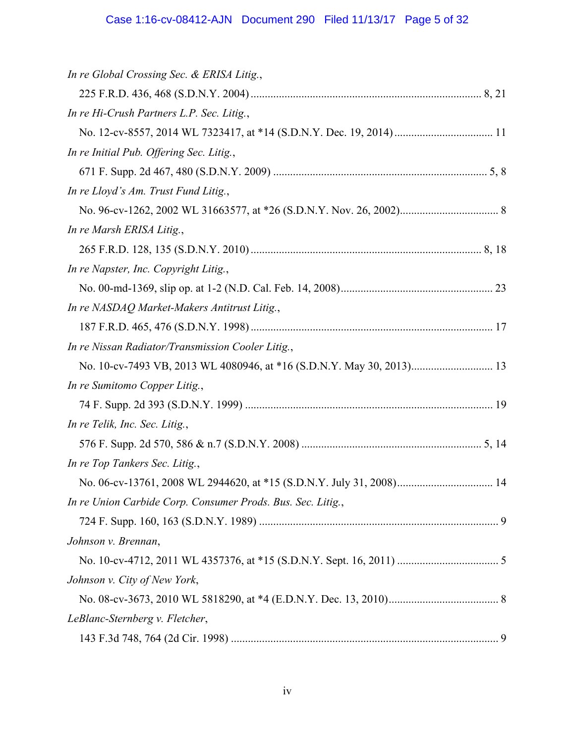*In re Global Crossing Sec. & ERISA Litig.*,
225 F.R.D. 436, 468 (S.D.N.Y. 2004) ................................................................................. 8, 21

*In re Hi-Crush Partners L.P. Sec. Litig.*,
No. 12-cv-8557, 2014 WL 7323417, at *14 (S.D.N.Y. Dec. 19, 2014) .................................. 11

*In re Initial Pub. Offering Sec. Litig.*,
671 F. Supp. 2d 467, 480 (S.D.N.Y. 2009) ........................................................................... 5, 8

*In re Lloyd's Am. Trust Fund Litig.*,
No. 96-cv-1262, 2002 WL 31663577, at *26 (S.D.N.Y. Nov. 26, 2002).................................. 8

*In re Marsh ERISA Litig.*,
265 F.R.D. 128, 135 (S.D.N.Y. 2010) ................................................................................. 8, 18

*In re Napster, Inc. Copyright Litig.*,
No. 00-md-1369, slip op. at 1-2 (N.D. Cal. Feb. 14, 2008)..................................................... 23

*In re NASDAQ Market-Makers Antitrust Litig.*,
187 F.R.D. 465, 476 (S.D.N.Y. 1998) ..................................................................................... 17

*In re Nissan Radiator/Transmission Cooler Litig.*,
No. 10-cv-7493 VB, 2013 WL 4080946, at *16 (S.D.N.Y. May 30, 2013)............................ 13

*In re Sumitomo Copper Litig.*,
74 F. Supp. 2d 393 (S.D.N.Y. 1999) ....................................................................................... 19

*In re Telik, Inc. Sec. Litig.*,
576 F. Supp. 2d 570, 586 & n.7 (S.D.N.Y. 2008) ............................................................... 5, 14

*In re Top Tankers Sec. Litig.*,
No. 06-cv-13761, 2008 WL 2944620, at *15 (S.D.N.Y. July 31, 2008)................................. 14

*In re Union Carbide Corp. Consumer Prods. Bus. Sec. Litig.*,
724 F. Supp. 160, 163 (S.D.N.Y. 1989) .................................................................................... 9

*Johnson v. Brennan*,
No. 10-cv-4712, 2011 WL 4357376, at *15 (S.D.N.Y. Sept. 16, 2011) .................................... 5

*Johnson v. City of New York*,
No. 08-cv-3673, 2010 WL 5818290, at *4 (E.D.N.Y. Dec. 13, 2010)....................................... 8

*LeBlanc-Sternberg v. Fletcher*,
143 F.3d 748, 764 (2d Cir. 1998) ............................................................................................... 9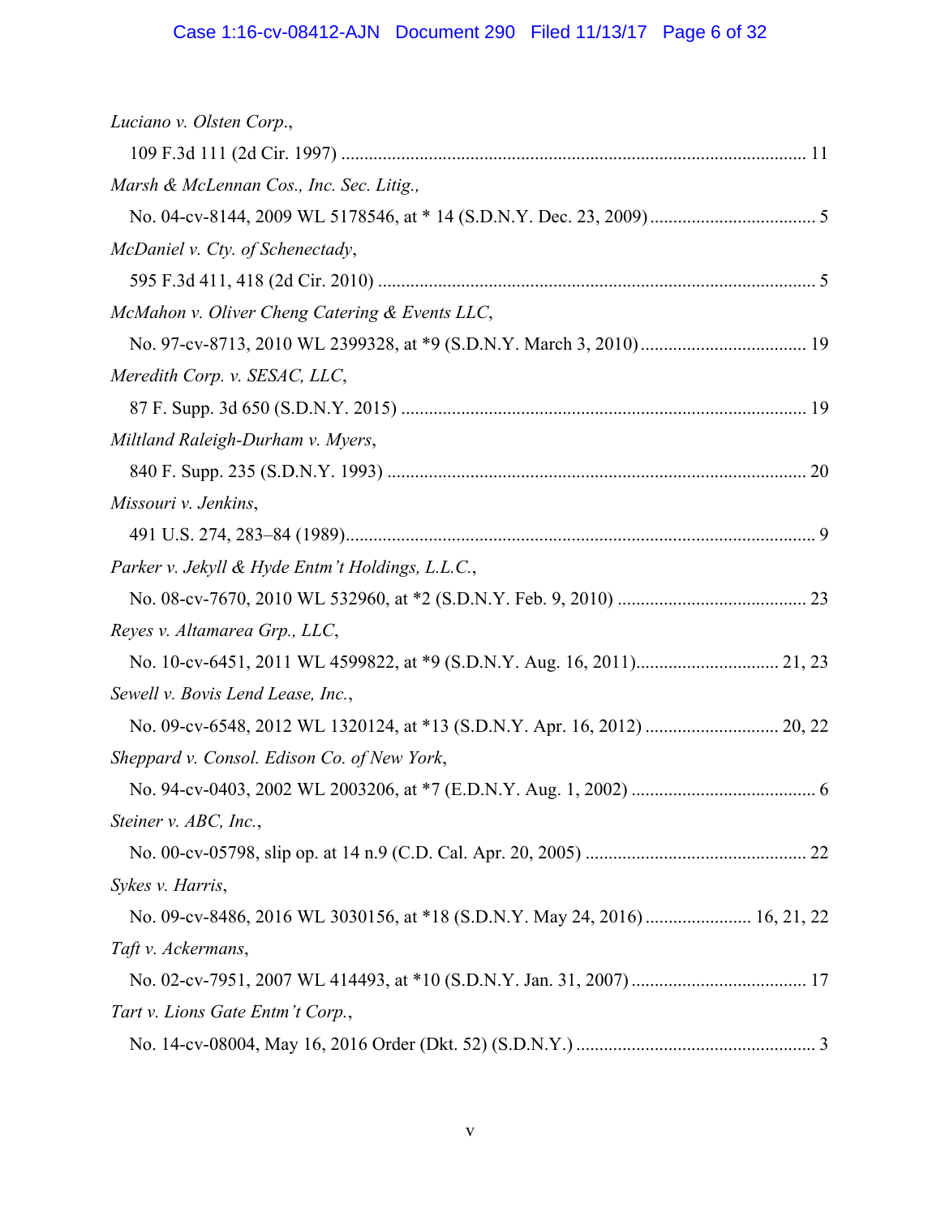*Luciano v. Olsten Corp.*,

109 F.3d 111 (2d Cir. 1997) .................................................................................................... 11

*Marsh & McLennan Cos., Inc. Sec. Litig.*,

No. 04-cv-8144, 2009 WL 5178546, at * 14 (S.D.N.Y. Dec. 23, 2009) .................................... 5

*McDaniel v. Cty. of Schenectady*,

595 F.3d 411, 418 (2d Cir. 2010) .............................................................................................. 5

*McMahon v. Oliver Cheng Catering & Events LLC*,

No. 97-cv-8713, 2010 WL 2399328, at *9 (S.D.N.Y. March 3, 2010) .................................... 19

*Meredith Corp. v. SESAC, LLC*,

87 F. Supp. 3d 650 (S.D.N.Y. 2015) ....................................................................................... 19

*Miltland Raleigh-Durham v. Myers*,

840 F. Supp. 235 (S.D.N.Y. 1993) .......................................................................................... 20

*Missouri v. Jenkins*,

491 U.S. 274, 283–84 (1989)...................................................................................................... 9

*Parker v. Jekyll & Hyde Entm't Holdings, L.L.C.*,

No. 08-cv-7670, 2010 WL 532960, at *2 (S.D.N.Y. Feb. 9, 2010) ........................................ 23

*Reyes v. Altamarea Grp., LLC*,

No. 10-cv-6451, 2011 WL 4599822, at *9 (S.D.N.Y. Aug. 16, 2011)............................... 21, 23

*Sewell v. Bovis Lend Lease, Inc.*,

No. 09-cv-6548, 2012 WL 1320124, at *13 (S.D.N.Y. Apr. 16, 2012) ............................. 20, 22

*Sheppard v. Consol. Edison Co. of New York*,

No. 94-cv-0403, 2002 WL 2003206, at *7 (E.D.N.Y. Aug. 1, 2002) ........................................ 6

*Steiner v. ABC, Inc.*,

No. 00-cv-05798, slip op. at 14 n.9 (C.D. Cal. Apr. 20, 2005) ................................................ 22

*Sykes v. Harris*,

No. 09-cv-8486, 2016 WL 3030156, at *18 (S.D.N.Y. May 24, 2016) ....................... 16, 21, 22

*Taft v. Ackermans*,

No. 02-cv-7951, 2007 WL 414493, at *10 (S.D.N.Y. Jan. 31, 2007) ...................................... 17

*Tart v. Lions Gate Entm't Corp.*,

No. 14-cv-08004, May 16, 2016 Order (Dkt. 52) (S.D.N.Y.) .................................................... 3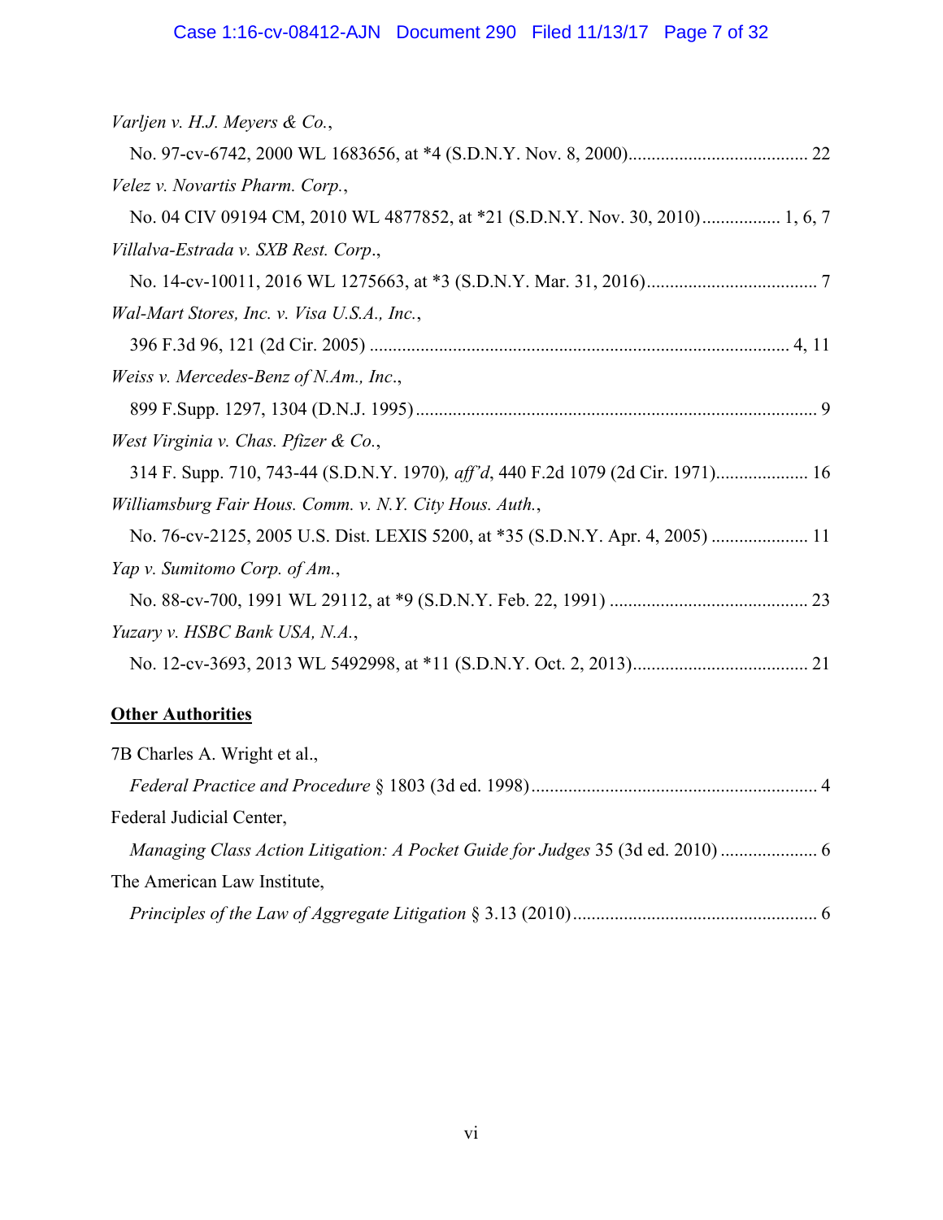*Varljen v. H.J. Meyers & Co.*,
No. 97-cv-6742, 2000 WL 1683656, at *4 (S.D.N.Y. Nov. 8, 2000)....................................... 22

*Velez v. Novartis Pharm. Corp.*,
No. 04 CIV 09194 CM, 2010 WL 4877852, at *21 (S.D.N.Y. Nov. 30, 2010)................. 1, 6, 7

*Villalva-Estrada v. SXB Rest. Corp.*,
No. 14-cv-10011, 2016 WL 1275663, at *3 (S.D.N.Y. Mar. 31, 2016)..................................... 7

*Wal-Mart Stores, Inc. v. Visa U.S.A., Inc.*,
396 F.3d 96, 121 (2d Cir. 2005) .......................................................................................... 4, 11

*Weiss v. Mercedes-Benz of N.Am., Inc.*,
899 F.Supp. 1297, 1304 (D.N.J. 1995)....................................................................................... 9

*West Virginia v. Chas. Pfizer & Co.*,
314 F. Supp. 710, 743-44 (S.D.N.Y. 1970)*, aff'd*, 440 F.2d 1079 (2d Cir. 1971).................... 16

*Williamsburg Fair Hous. Comm. v. N.Y. City Hous. Auth.*,
No. 76-cv-2125, 2005 U.S. Dist. LEXIS 5200, at *35 (S.D.N.Y. Apr. 4, 2005) ..................... 11

*Yap v. Sumitomo Corp. of Am.*,
No. 88-cv-700, 1991 WL 29112, at *9 (S.D.N.Y. Feb. 22, 1991) .......................................... 23

*Yuzary v. HSBC Bank USA, N.A.*,
No. 12-cv-3693, 2013 WL 5492998, at *11 (S.D.N.Y. Oct. 2, 2013)...................................... 21

**Other Authorities**

7B Charles A. Wright et al.,
*Federal Practice and Procedure* § 1803 (3d ed. 1998)............................................................. 4

Federal Judicial Center,
*Managing Class Action Litigation: A Pocket Guide for Judges* 35 (3d ed. 2010) ..................... 6

The American Law Institute,
*Principles of the Law of Aggregate Litigation* § 3.13 (2010)..................................................... 6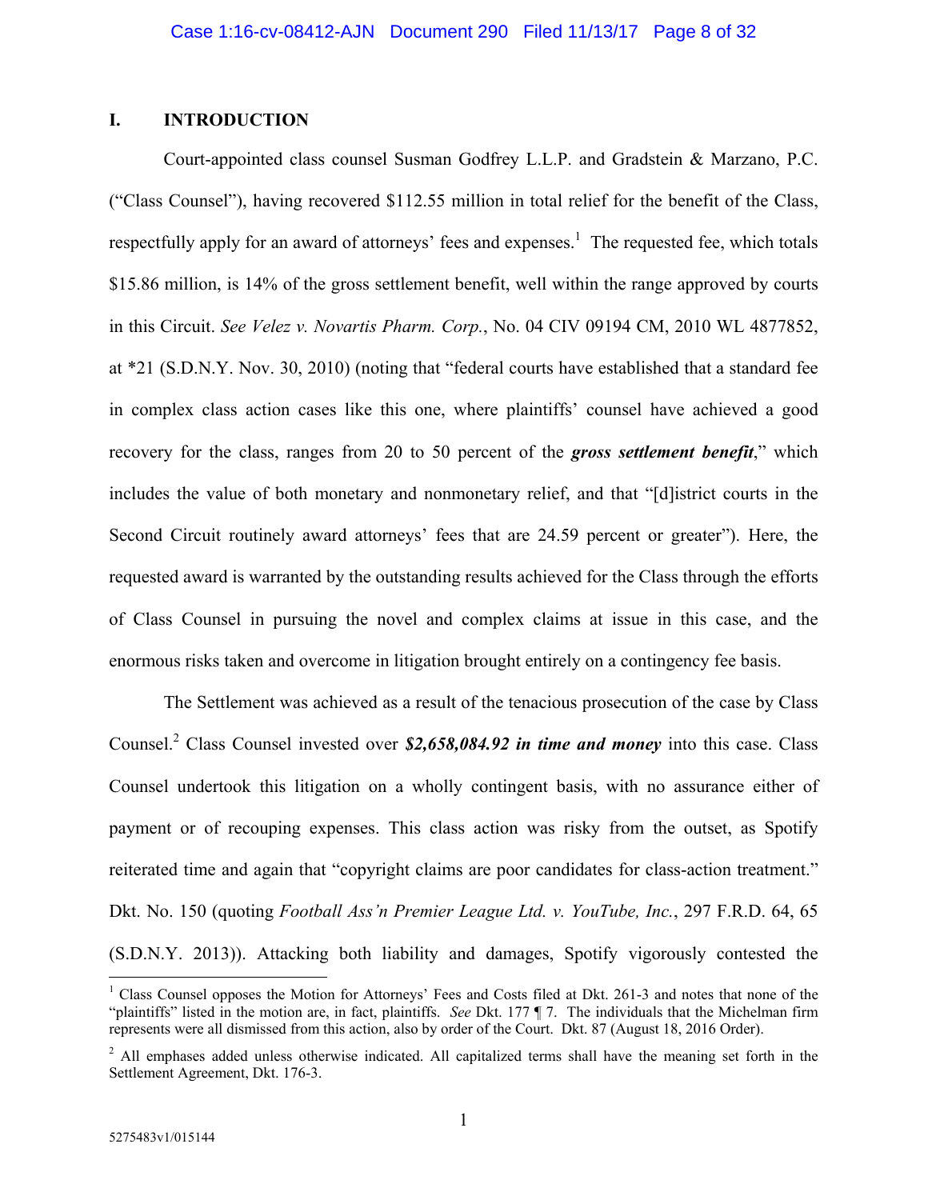## I. INTRODUCTION

Court-appointed class counsel Susman Godfrey L.L.P. and Gradstein & Marzano, P.C. ("Class Counsel"), having recovered $112.55 million in total relief for the benefit of the Class, respectfully apply for an award of attorneys' fees and expenses.[1] The requested fee, which totals $15.86 million, is 14% of the gross settlement benefit, well within the range approved by courts in this Circuit. *See Velez v. Novartis Pharm. Corp.*, No. 04 CIV 09194 CM, 2010 WL 4877852, at *21 (S.D.N.Y. Nov. 30, 2010) (noting that "federal courts have established that a standard fee in complex class action cases like this one, where plaintiffs' counsel have achieved a good recovery for the class, ranges from 20 to 50 percent of the ***gross settlement benefit***," which includes the value of both monetary and nonmonetary relief, and that "[d]istrict courts in the Second Circuit routinely award attorneys' fees that are 24.59 percent or greater"). Here, the requested award is warranted by the outstanding results achieved for the Class through the efforts of Class Counsel in pursuing the novel and complex claims at issue in this case, and the enormous risks taken and overcome in litigation brought entirely on a contingency fee basis.

The Settlement was achieved as a result of the tenacious prosecution of the case by Class Counsel.[2] Class Counsel invested over ***$2,658,084.92 in time and money*** into this case. Class Counsel undertook this litigation on a wholly contingent basis, with no assurance either of payment or of recouping expenses. This class action was risky from the outset, as Spotify reiterated time and again that "copyright claims are poor candidates for class-action treatment." Dkt. No. 150 (quoting *Football Ass'n Premier League Ltd. v. YouTube, Inc.*, 297 F.R.D. 64, 65 (S.D.N.Y. 2013)). Attacking both liability and damages, Spotify vigorously contested the

---

[1] Class Counsel opposes the Motion for Attorneys' Fees and Costs filed at Dkt. 261-3 and notes that none of the "plaintiffs" listed in the motion are, in fact, plaintiffs. *See* Dkt. 177 ¶ 7. The individuals that the Michelman firm represents were all dismissed from this action, also by order of the Court. Dkt. 87 (August 18, 2016 Order).

[2] All emphases added unless otherwise indicated. All capitalized terms shall have the meaning set forth in the Settlement Agreement, Dkt. 176-3.

5275483v1/015144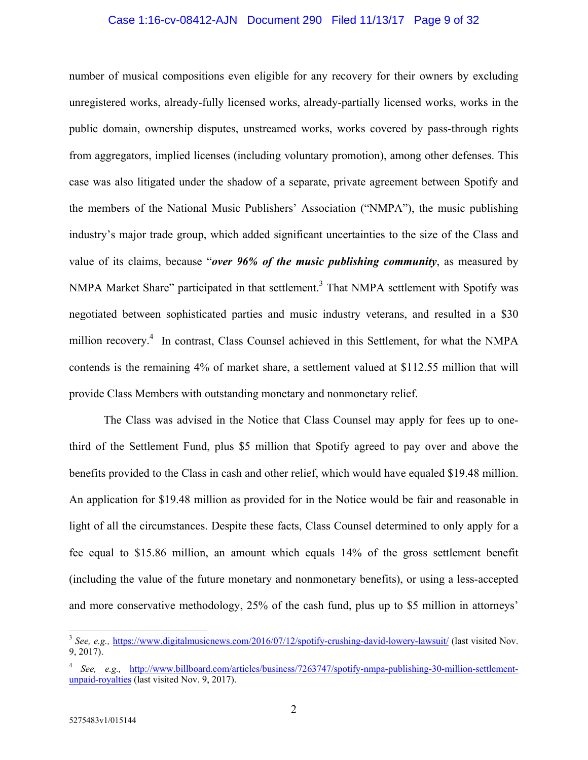number of musical compositions even eligible for any recovery for their owners by excluding unregistered works, already-fully licensed works, already-partially licensed works, works in the public domain, ownership disputes, unstreamed works, works covered by pass-through rights from aggregators, implied licenses (including voluntary promotion), among other defenses. This case was also litigated under the shadow of a separate, private agreement between Spotify and the members of the National Music Publishers' Association ("NMPA"), the music publishing industry's major trade group, which added significant uncertainties to the size of the Class and value of its claims, because "***over 96% of the music publishing community***, as measured by NMPA Market Share" participated in that settlement.[3] That NMPA settlement with Spotify was negotiated between sophisticated parties and music industry veterans, and resulted in a $30 million recovery.[4] In contrast, Class Counsel achieved in this Settlement, for what the NMPA contends is the remaining 4% of market share, a settlement valued at $112.55 million that will provide Class Members with outstanding monetary and nonmonetary relief.

The Class was advised in the Notice that Class Counsel may apply for fees up to one-third of the Settlement Fund, plus $5 million that Spotify agreed to pay over and above the benefits provided to the Class in cash and other relief, which would have equaled $19.48 million. An application for $19.48 million as provided for in the Notice would be fair and reasonable in light of all the circumstances. Despite these facts, Class Counsel determined to only apply for a fee equal to $15.86 million, an amount which equals 14% of the gross settlement benefit (including the value of the future monetary and nonmonetary benefits), or using a less-accepted and more conservative methodology, 25% of the cash fund, plus up to $5 million in attorneys'

---

[3] *See, e.g.,* https://www.digitalmusicnews.com/2016/07/12/spotify-crushing-david-lowery-lawsuit/ (last visited Nov. 9, 2017).

[4] *See, e.g.,* http://www.billboard.com/articles/business/7263747/spotify-nmpa-publishing-30-million-settlement-unpaid-royalties (last visited Nov. 9, 2017).

5275483v1/015144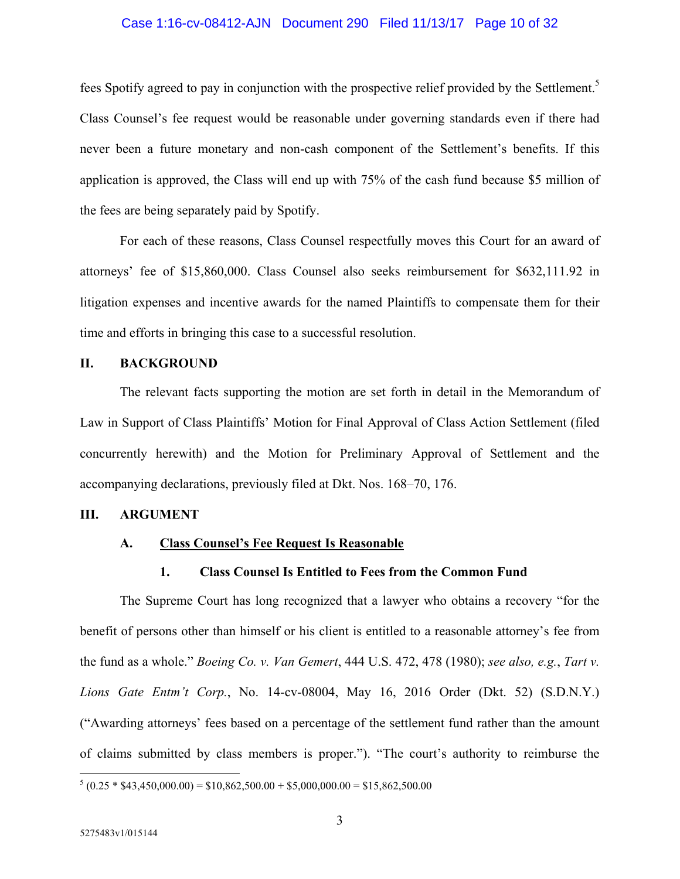fees Spotify agreed to pay in conjunction with the prospective relief provided by the Settlement.[5] Class Counsel's fee request would be reasonable under governing standards even if there had never been a future monetary and non-cash component of the Settlement's benefits. If this application is approved, the Class will end up with 75% of the cash fund because $5 million of the fees are being separately paid by Spotify.

For each of these reasons, Class Counsel respectfully moves this Court for an award of attorneys' fee of $15,860,000. Class Counsel also seeks reimbursement for $632,111.92 in litigation expenses and incentive awards for the named Plaintiffs to compensate them for their time and efforts in bringing this case to a successful resolution.

## II. BACKGROUND

The relevant facts supporting the motion are set forth in detail in the Memorandum of Law in Support of Class Plaintiffs' Motion for Final Approval of Class Action Settlement (filed concurrently herewith) and the Motion for Preliminary Approval of Settlement and the accompanying declarations, previously filed at Dkt. Nos. 168–70, 176.

## III. ARGUMENT

### A. Class Counsel's Fee Request Is Reasonable

#### 1. Class Counsel Is Entitled to Fees from the Common Fund

The Supreme Court has long recognized that a lawyer who obtains a recovery "for the benefit of persons other than himself or his client is entitled to a reasonable attorney's fee from the fund as a whole." *Boeing Co. v. Van Gemert*, 444 U.S. 472, 478 (1980); *see also, e.g.*, *Tart v. Lions Gate Entm't Corp.*, No. 14-cv-08004, May 16, 2016 Order (Dkt. 52) (S.D.N.Y.) ("Awarding attorneys' fees based on a percentage of the settlement fund rather than the amount of claims submitted by class members is proper."). "The court's authority to reimburse the

---

[5] (0.25 * $43,450,000.00) = $10,862,500.00 + $5,000,000.00 = $15,862,500.00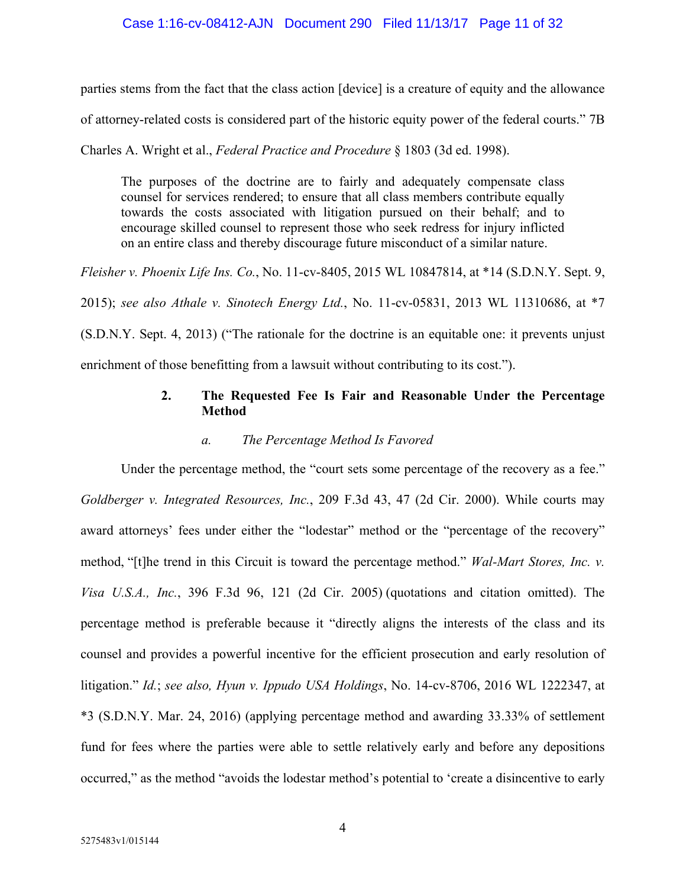parties stems from the fact that the class action [device] is a creature of equity and the allowance of attorney-related costs is considered part of the historic equity power of the federal courts." 7B Charles A. Wright et al., *Federal Practice and Procedure* § 1803 (3d ed. 1998).

> The purposes of the doctrine are to fairly and adequately compensate class counsel for services rendered; to ensure that all class members contribute equally towards the costs associated with litigation pursued on their behalf; and to encourage skilled counsel to represent those who seek redress for injury inflicted on an entire class and thereby discourage future misconduct of a similar nature.

*Fleisher v. Phoenix Life Ins. Co.*, No. 11-cv-8405, 2015 WL 10847814, at *14 (S.D.N.Y. Sept. 9, 2015); *see also Athale v. Sinotech Energy Ltd.*, No. 11-cv-05831, 2013 WL 11310686, at *7 (S.D.N.Y. Sept. 4, 2013) ("The rationale for the doctrine is an equitable one: it prevents unjust enrichment of those benefitting from a lawsuit without contributing to its cost.").

### 2. The Requested Fee Is Fair and Reasonable Under the Percentage Method

#### *a. The Percentage Method Is Favored*

Under the percentage method, the "court sets some percentage of the recovery as a fee." *Goldberger v. Integrated Resources, Inc.*, 209 F.3d 43, 47 (2d Cir. 2000). While courts may award attorneys' fees under either the "lodestar" method or the "percentage of the recovery" method, "[t]he trend in this Circuit is toward the percentage method." *Wal-Mart Stores, Inc. v. Visa U.S.A., Inc.*, 396 F.3d 96, 121 (2d Cir. 2005) (quotations and citation omitted). The percentage method is preferable because it "directly aligns the interests of the class and its counsel and provides a powerful incentive for the efficient prosecution and early resolution of litigation." *Id.*; *see also, Hyun v. Ippudo USA Holdings*, No. 14-cv-8706, 2016 WL 1222347, at *3 (S.D.N.Y. Mar. 24, 2016) (applying percentage method and awarding 33.33% of settlement fund for fees where the parties were able to settle relatively early and before any depositions occurred," as the method "avoids the lodestar method's potential to 'create a disincentive to early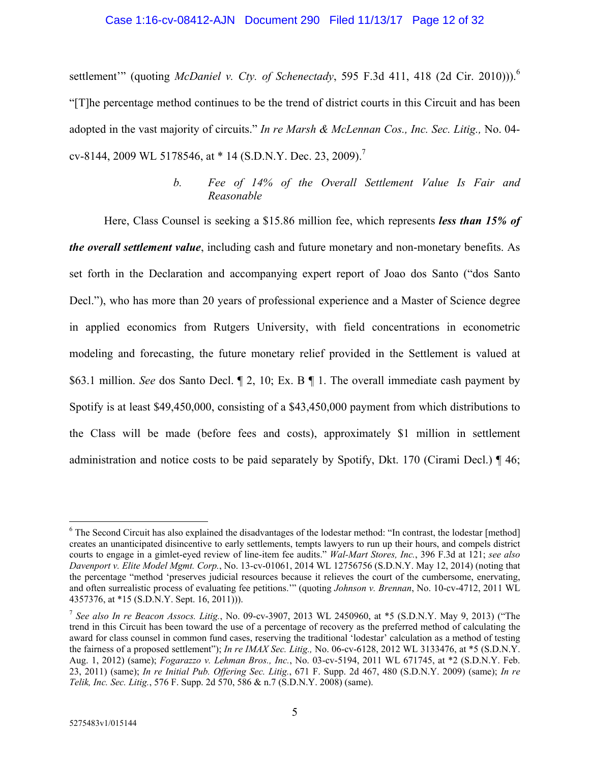settlement'" (quoting *McDaniel v. Cty. of Schenectady*, 595 F.3d 411, 418 (2d Cir. 2010))).[6] "[T]he percentage method continues to be the trend of district courts in this Circuit and has been adopted in the vast majority of circuits." *In re Marsh & McLennan Cos., Inc. Sec. Litig.,* No. 04-cv-8144, 2009 WL 5178546, at * 14 (S.D.N.Y. Dec. 23, 2009).[7]

#### b. *Fee of 14% of the Overall Settlement Value Is Fair and Reasonable*

Here, Class Counsel is seeking a $15.86 million fee, which represents ***less than 15% of the overall settlement value***, including cash and future monetary and non-monetary benefits. As set forth in the Declaration and accompanying expert report of Joao dos Santo ("dos Santo Decl."), who has more than 20 years of professional experience and a Master of Science degree in applied economics from Rutgers University, with field concentrations in econometric modeling and forecasting, the future monetary relief provided in the Settlement is valued at $63.1 million. *See* dos Santo Decl. ¶ 2, 10; Ex. B ¶ 1. The overall immediate cash payment by Spotify is at least $49,450,000, consisting of a $43,450,000 payment from which distributions to the Class will be made (before fees and costs), approximately $1 million in settlement administration and notice costs to be paid separately by Spotify, Dkt. 170 (Cirami Decl.) ¶ 46;

---

[6] The Second Circuit has also explained the disadvantages of the lodestar method: "In contrast, the lodestar [method] creates an unanticipated disincentive to early settlements, tempts lawyers to run up their hours, and compels district courts to engage in a gimlet-eyed review of line-item fee audits." *Wal-Mart Stores, Inc.*, 396 F.3d at 121; *see also Davenport v. Elite Model Mgmt. Corp.*, No. 13-cv-01061, 2014 WL 12756756 (S.D.N.Y. May 12, 2014) (noting that the percentage "method 'preserves judicial resources because it relieves the court of the cumbersome, enervating, and often surrealistic process of evaluating fee petitions.'" (quoting *Johnson v. Brennan*, No. 10-cv-4712, 2011 WL 4357376, at *15 (S.D.N.Y. Sept. 16, 2011))).

[7] *See also In re Beacon Assocs. Litig.*, No. 09-cv-3907, 2013 WL 2450960, at *5 (S.D.N.Y. May 9, 2013) ("The trend in this Circuit has been toward the use of a percentage of recovery as the preferred method of calculating the award for class counsel in common fund cases, reserving the traditional 'lodestar' calculation as a method of testing the fairness of a proposed settlement"); *In re IMAX Sec. Litig.,* No. 06-cv-6128, 2012 WL 3133476, at *5 (S.D.N.Y. Aug. 1, 2012) (same); *Fogarazzo v. Lehman Bros., Inc.*, No. 03-cv-5194, 2011 WL 671745, at *2 (S.D.N.Y. Feb. 23, 2011) (same); *In re Initial Pub. Offering Sec. Litig.*, 671 F. Supp. 2d 467, 480 (S.D.N.Y. 2009) (same); *In re Telik, Inc. Sec. Litig.*, 576 F. Supp. 2d 570, 586 & n.7 (S.D.N.Y. 2008) (same).

5275483v1/015144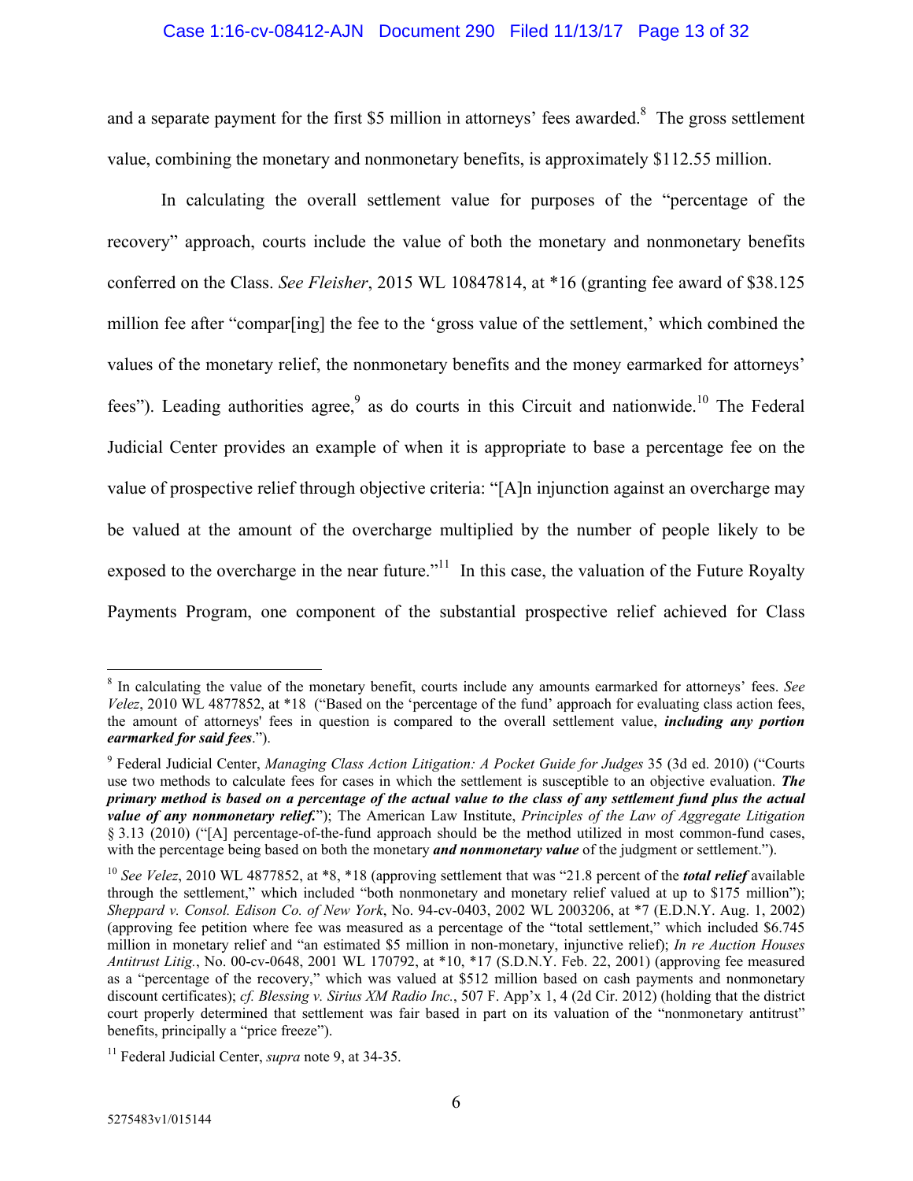and a separate payment for the first $5 million in attorneys' fees awarded.[8] The gross settlement value, combining the monetary and nonmonetary benefits, is approximately $112.55 million.

In calculating the overall settlement value for purposes of the "percentage of the recovery" approach, courts include the value of both the monetary and nonmonetary benefits conferred on the Class. *See Fleisher*, 2015 WL 10847814, at *16 (granting fee award of $38.125 million fee after "compar[ing] the fee to the 'gross value of the settlement,' which combined the values of the monetary relief, the nonmonetary benefits and the money earmarked for attorneys' fees"). Leading authorities agree,[9] as do courts in this Circuit and nationwide.[10] The Federal Judicial Center provides an example of when it is appropriate to base a percentage fee on the value of prospective relief through objective criteria: "[A]n injunction against an overcharge may be valued at the amount of the overcharge multiplied by the number of people likely to be exposed to the overcharge in the near future."[11] In this case, the valuation of the Future Royalty Payments Program, one component of the substantial prospective relief achieved for Class

---

[8] In calculating the value of the monetary benefit, courts include any amounts earmarked for attorneys' fees. *See Velez*, 2010 WL 4877852, at *18 ("Based on the 'percentage of the fund' approach for evaluating class action fees, the amount of attorneys' fees in question is compared to the overall settlement value, ***including any portion earmarked for said fees***.").

[9] Federal Judicial Center, *Managing Class Action Litigation: A Pocket Guide for Judges* 35 (3d ed. 2010) ("Courts use two methods to calculate fees for cases in which the settlement is susceptible to an objective evaluation. ***The primary method is based on a percentage of the actual value to the class of any settlement fund plus the actual value of any nonmonetary relief.***"); The American Law Institute, *Principles of the Law of Aggregate Litigation* § 3.13 (2010) ("[A] percentage-of-the-fund approach should be the method utilized in most common-fund cases, with the percentage being based on both the monetary ***and nonmonetary value*** of the judgment or settlement.").

[10] *See Velez*, 2010 WL 4877852, at *8, *18 (approving settlement that was "21.8 percent of the ***total relief*** available through the settlement," which included "both nonmonetary and monetary relief valued at up to $175 million"); *Sheppard v. Consol. Edison Co. of New York*, No. 94-cv-0403, 2002 WL 2003206, at *7 (E.D.N.Y. Aug. 1, 2002) (approving fee petition where fee was measured as a percentage of the "total settlement," which included $6.745 million in monetary relief and "an estimated $5 million in non-monetary, injunctive relief); *In re Auction Houses Antitrust Litig.*, No. 00-cv-0648, 2001 WL 170792, at *10, *17 (S.D.N.Y. Feb. 22, 2001) (approving fee measured as a "percentage of the recovery," which was valued at $512 million based on cash payments and nonmonetary discount certificates); *cf. Blessing v. Sirius XM Radio Inc.*, 507 F. App'x 1, 4 (2d Cir. 2012) (holding that the district court properly determined that settlement was fair based in part on its valuation of the "nonmonetary antitrust" benefits, principally a "price freeze").

[11] Federal Judicial Center, *supra* note 9, at 34-35.

5275483v1/015144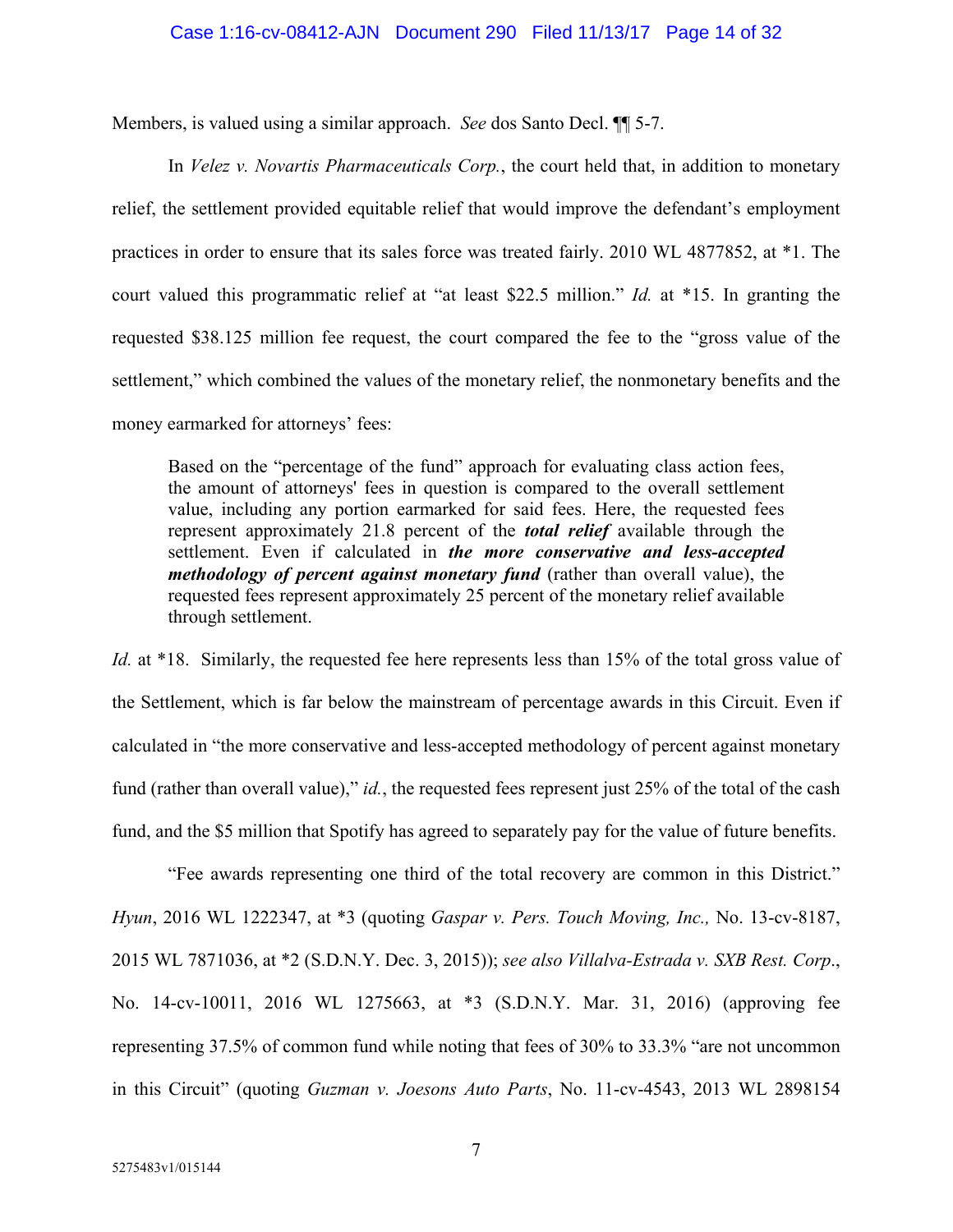Members, is valued using a similar approach. *See* dos Santo Decl. ¶¶ 5-7.

In *Velez v. Novartis Pharmaceuticals Corp.*, the court held that, in addition to monetary relief, the settlement provided equitable relief that would improve the defendant's employment practices in order to ensure that its sales force was treated fairly. 2010 WL 4877852, at *1. The court valued this programmatic relief at "at least $22.5 million." *Id.* at *15. In granting the requested $38.125 million fee request, the court compared the fee to the "gross value of the settlement," which combined the values of the monetary relief, the nonmonetary benefits and the money earmarked for attorneys' fees:

> Based on the "percentage of the fund" approach for evaluating class action fees, the amount of attorneys' fees in question is compared to the overall settlement value, including any portion earmarked for said fees. Here, the requested fees represent approximately 21.8 percent of the ***total relief*** available through the settlement. Even if calculated in ***the more conservative and less-accepted methodology of percent against monetary fund*** (rather than overall value), the requested fees represent approximately 25 percent of the monetary relief available through settlement.

*Id.* at *18. Similarly, the requested fee here represents less than 15% of the total gross value of the Settlement, which is far below the mainstream of percentage awards in this Circuit. Even if calculated in "the more conservative and less-accepted methodology of percent against monetary fund (rather than overall value)," *id.*, the requested fees represent just 25% of the total of the cash fund, and the $5 million that Spotify has agreed to separately pay for the value of future benefits.

"Fee awards representing one third of the total recovery are common in this District." *Hyun*, 2016 WL 1222347, at *3 (quoting *Gaspar v. Pers. Touch Moving, Inc.,* No. 13-cv-8187, 2015 WL 7871036, at *2 (S.D.N.Y. Dec. 3, 2015)); *see also Villalva-Estrada v. SXB Rest. Corp.*, No. 14-cv-10011, 2016 WL 1275663, at *3 (S.D.N.Y. Mar. 31, 2016) (approving fee representing 37.5% of common fund while noting that fees of 30% to 33.3% "are not uncommon in this Circuit" (quoting *Guzman v. Joesons Auto Parts*, No. 11-cv-4543, 2013 WL 2898154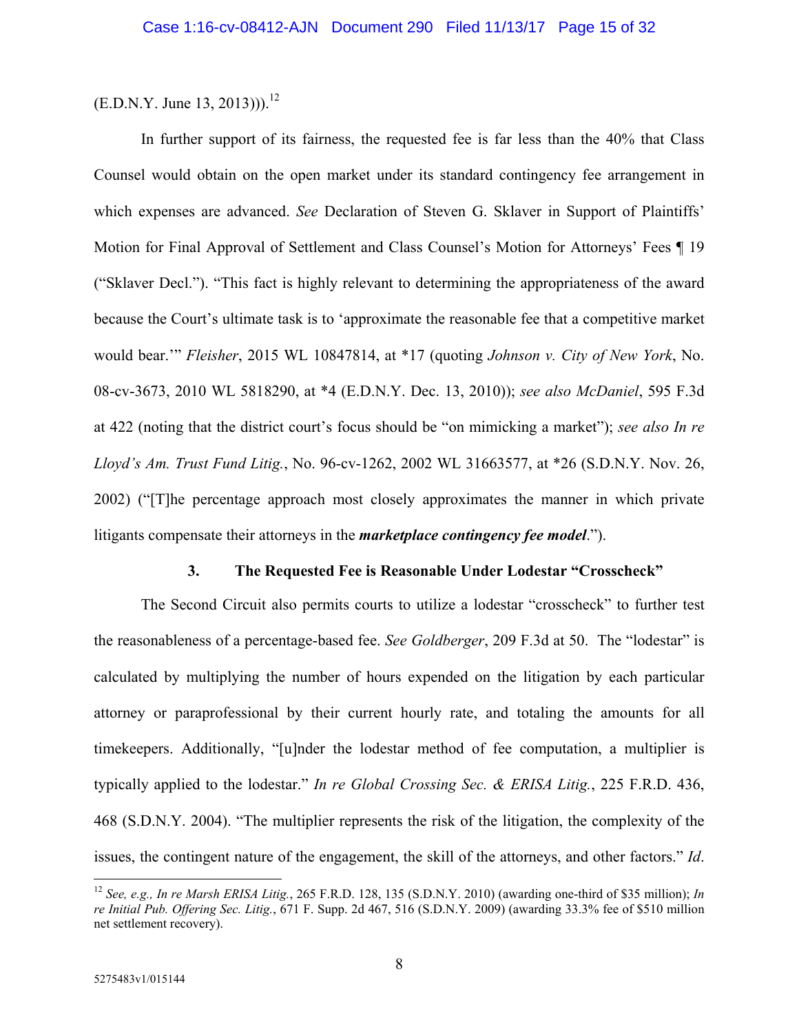(E.D.N.Y. June 13, 2013))).[12]

In further support of its fairness, the requested fee is far less than the 40% that Class Counsel would obtain on the open market under its standard contingency fee arrangement in which expenses are advanced. *See* Declaration of Steven G. Sklaver in Support of Plaintiffs' Motion for Final Approval of Settlement and Class Counsel's Motion for Attorneys' Fees ¶ 19 ("Sklaver Decl."). "This fact is highly relevant to determining the appropriateness of the award because the Court's ultimate task is to 'approximate the reasonable fee that a competitive market would bear.'" *Fleisher*, 2015 WL 10847814, at *17 (quoting *Johnson v. City of New York*, No. 08-cv-3673, 2010 WL 5818290, at *4 (E.D.N.Y. Dec. 13, 2010)); *see also McDaniel*, 595 F.3d at 422 (noting that the district court's focus should be "on mimicking a market"); *see also In re Lloyd's Am. Trust Fund Litig.*, No. 96-cv-1262, 2002 WL 31663577, at *26 (S.D.N.Y. Nov. 26, 2002) ("[T]he percentage approach most closely approximates the manner in which private litigants compensate their attorneys in the ***marketplace contingency fee model***.").

### 3. The Requested Fee is Reasonable Under Lodestar "Crosscheck"

The Second Circuit also permits courts to utilize a lodestar "crosscheck" to further test the reasonableness of a percentage-based fee. *See Goldberger*, 209 F.3d at 50. The "lodestar" is calculated by multiplying the number of hours expended on the litigation by each particular attorney or paraprofessional by their current hourly rate, and totaling the amounts for all timekeepers. Additionally, "[u]nder the lodestar method of fee computation, a multiplier is typically applied to the lodestar." *In re Global Crossing Sec. & ERISA Litig.*, 225 F.R.D. 436, 468 (S.D.N.Y. 2004). "The multiplier represents the risk of the litigation, the complexity of the issues, the contingent nature of the engagement, the skill of the attorneys, and other factors." *Id*.

---

[12] *See, e.g., In re Marsh ERISA Litig.*, 265 F.R.D. 128, 135 (S.D.N.Y. 2010) (awarding one-third of $35 million); *In re Initial Pub. Offering Sec. Litig.*, 671 F. Supp. 2d 467, 516 (S.D.N.Y. 2009) (awarding 33.3% fee of $510 million net settlement recovery).

5275483v1/015144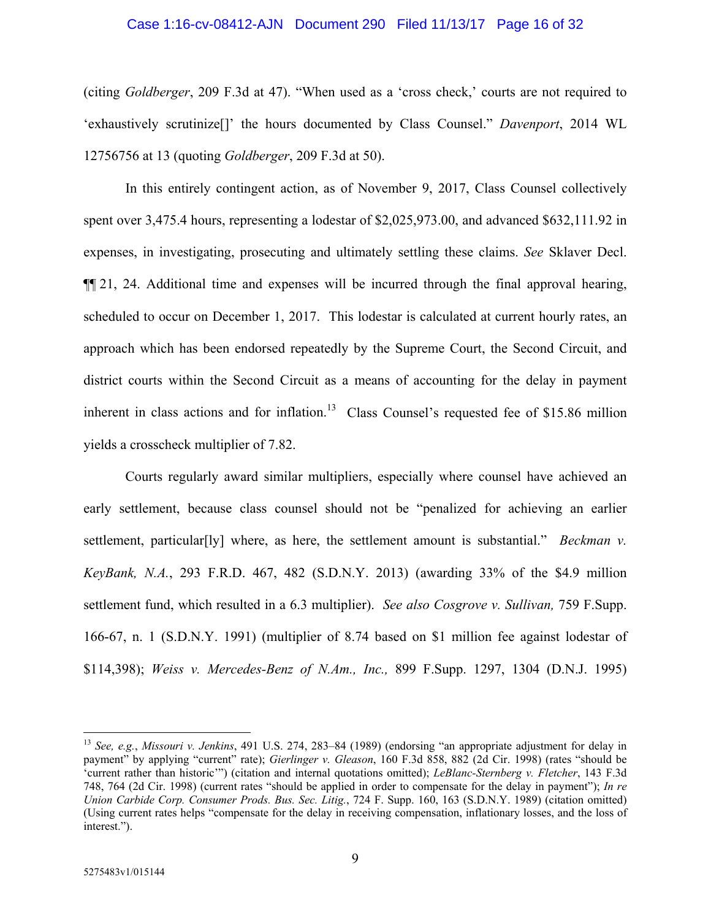(citing *Goldberger*, 209 F.3d at 47). "When used as a 'cross check,' courts are not required to 'exhaustively scrutinize[]' the hours documented by Class Counsel." *Davenport*, 2014 WL 12756756 at 13 (quoting *Goldberger*, 209 F.3d at 50).

In this entirely contingent action, as of November 9, 2017, Class Counsel collectively spent over 3,475.4 hours, representing a lodestar of $2,025,973.00, and advanced $632,111.92 in expenses, in investigating, prosecuting and ultimately settling these claims. *See* Sklaver Decl. ¶¶ 21, 24. Additional time and expenses will be incurred through the final approval hearing, scheduled to occur on December 1, 2017. This lodestar is calculated at current hourly rates, an approach which has been endorsed repeatedly by the Supreme Court, the Second Circuit, and district courts within the Second Circuit as a means of accounting for the delay in payment inherent in class actions and for inflation.[13] Class Counsel's requested fee of $15.86 million yields a crosscheck multiplier of 7.82.

Courts regularly award similar multipliers, especially where counsel have achieved an early settlement, because class counsel should not be "penalized for achieving an earlier settlement, particular[ly] where, as here, the settlement amount is substantial." *Beckman v. KeyBank, N.A.*, 293 F.R.D. 467, 482 (S.D.N.Y. 2013) (awarding 33% of the $4.9 million settlement fund, which resulted in a 6.3 multiplier). *See also Cosgrove v. Sullivan,* 759 F.Supp. 166-67, n. 1 (S.D.N.Y. 1991) (multiplier of 8.74 based on $1 million fee against lodestar of $114,398); *Weiss v. Mercedes-Benz of N.Am., Inc.,* 899 F.Supp. 1297, 1304 (D.N.J. 1995)

---

[13] *See, e.g.*, *Missouri v. Jenkins*, 491 U.S. 274, 283–84 (1989) (endorsing "an appropriate adjustment for delay in payment" by applying "current" rate); *Gierlinger v. Gleason*, 160 F.3d 858, 882 (2d Cir. 1998) (rates "should be 'current rather than historic'") (citation and internal quotations omitted); *LeBlanc-Sternberg v. Fletcher*, 143 F.3d 748, 764 (2d Cir. 1998) (current rates "should be applied in order to compensate for the delay in payment"); *In re Union Carbide Corp. Consumer Prods. Bus. Sec. Litig.*, 724 F. Supp. 160, 163 (S.D.N.Y. 1989) (citation omitted) (Using current rates helps "compensate for the delay in receiving compensation, inflationary losses, and the loss of interest.").

5275483v1/015144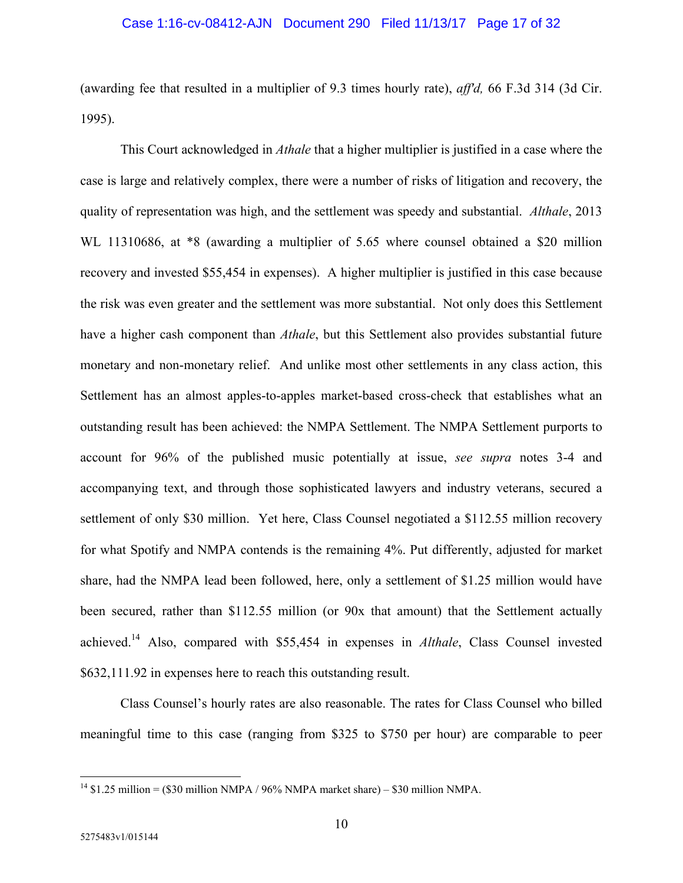(awarding fee that resulted in a multiplier of 9.3 times hourly rate), *aff'd,* 66 F.3d 314 (3d Cir. 1995).

This Court acknowledged in *Athale* that a higher multiplier is justified in a case where the case is large and relatively complex, there were a number of risks of litigation and recovery, the quality of representation was high, and the settlement was speedy and substantial. *Althale*, 2013 WL 11310686, at *8 (awarding a multiplier of 5.65 where counsel obtained a $20 million recovery and invested $55,454 in expenses). A higher multiplier is justified in this case because the risk was even greater and the settlement was more substantial. Not only does this Settlement have a higher cash component than *Athale*, but this Settlement also provides substantial future monetary and non-monetary relief. And unlike most other settlements in any class action, this Settlement has an almost apples-to-apples market-based cross-check that establishes what an outstanding result has been achieved: the NMPA Settlement. The NMPA Settlement purports to account for 96% of the published music potentially at issue, *see supra* notes 3-4 and accompanying text, and through those sophisticated lawyers and industry veterans, secured a settlement of only $30 million. Yet here, Class Counsel negotiated a $112.55 million recovery for what Spotify and NMPA contends is the remaining 4%. Put differently, adjusted for market share, had the NMPA lead been followed, here, only a settlement of $1.25 million would have been secured, rather than $112.55 million (or 90x that amount) that the Settlement actually achieved.[14] Also, compared with $55,454 in expenses in *Althale*, Class Counsel invested $632,111.92 in expenses here to reach this outstanding result.

Class Counsel's hourly rates are also reasonable. The rates for Class Counsel who billed meaningful time to this case (ranging from $325 to $750 per hour) are comparable to peer

---

[14] $1.25 million = ($30 million NMPA / 96% NMPA market share) – $30 million NMPA.

5275483v1/015144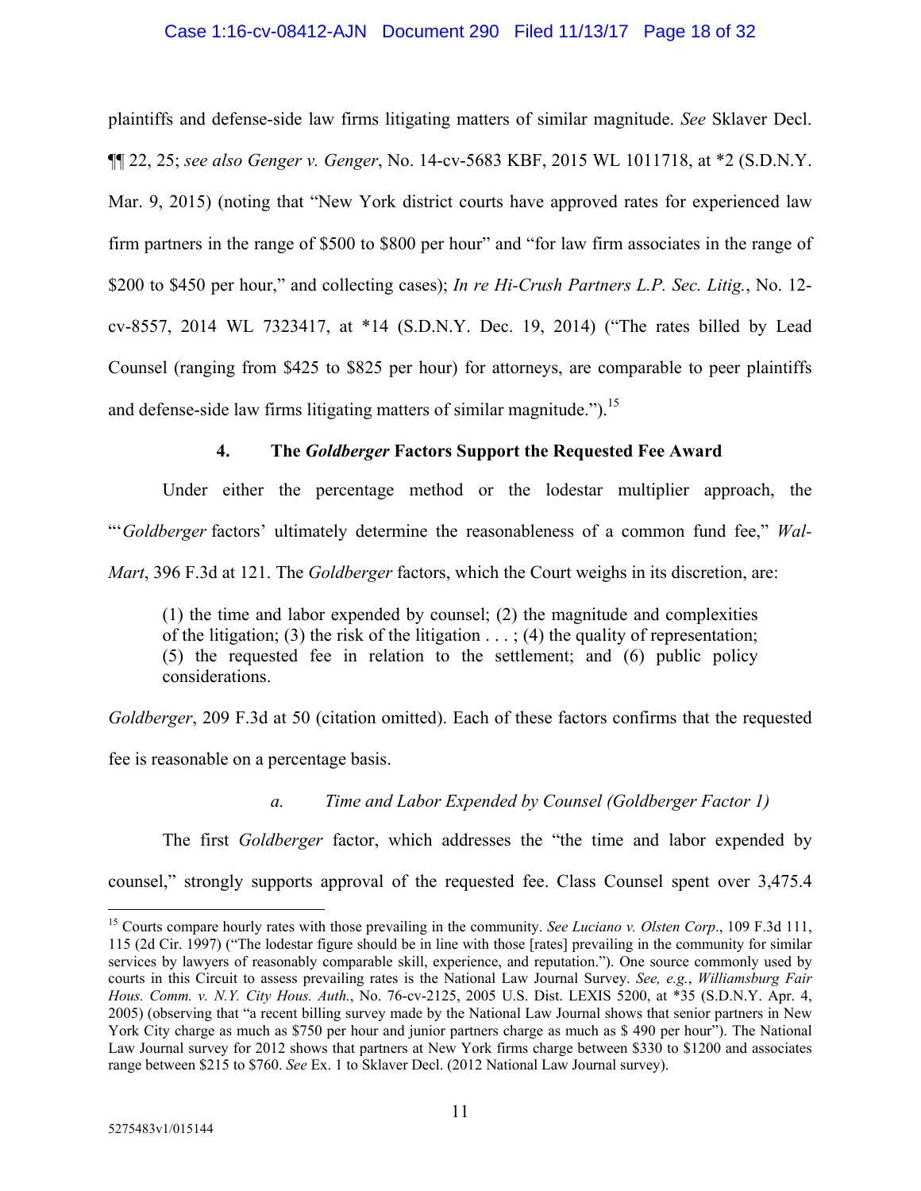plaintiffs and defense-side law firms litigating matters of similar magnitude. *See* Sklaver Decl. ¶¶ 22, 25; *see also Genger v. Genger*, No. 14-cv-5683 KBF, 2015 WL 1011718, at *2 (S.D.N.Y. Mar. 9, 2015) (noting that "New York district courts have approved rates for experienced law firm partners in the range of $500 to $800 per hour" and "for law firm associates in the range of $200 to $450 per hour," and collecting cases); *In re Hi-Crush Partners L.P. Sec. Litig.*, No. 12-cv-8557, 2014 WL 7323417, at *14 (S.D.N.Y. Dec. 19, 2014) ("The rates billed by Lead Counsel (ranging from $425 to $825 per hour) for attorneys, are comparable to peer plaintiffs and defense-side law firms litigating matters of similar magnitude.").[15]

#### 4. The *Goldberger* Factors Support the Requested Fee Award

Under either the percentage method or the lodestar multiplier approach, the "'*Goldberger* factors' ultimately determine the reasonableness of a common fund fee," *Wal-Mart*, 396 F.3d at 121. The *Goldberger* factors, which the Court weighs in its discretion, are:

> (1) the time and labor expended by counsel; (2) the magnitude and complexities of the litigation; (3) the risk of the litigation . . . ; (4) the quality of representation; (5) the requested fee in relation to the settlement; and (6) public policy considerations.

*Goldberger*, 209 F.3d at 50 (citation omitted). Each of these factors confirms that the requested fee is reasonable on a percentage basis.

##### *a. Time and Labor Expended by Counsel (Goldberger Factor 1)*

The first *Goldberger* factor, which addresses the "the time and labor expended by counsel," strongly supports approval of the requested fee. Class Counsel spent over 3,475.4

---

[15] Courts compare hourly rates with those prevailing in the community. *See Luciano v. Olsten Corp*., 109 F.3d 111, 115 (2d Cir. 1997) ("The lodestar figure should be in line with those [rates] prevailing in the community for similar services by lawyers of reasonably comparable skill, experience, and reputation."). One source commonly used by courts in this Circuit to assess prevailing rates is the National Law Journal Survey. *See, e.g.*, *Williamsburg Fair Hous. Comm. v. N.Y. City Hous. Auth.*, No. 76-cv-2125, 2005 U.S. Dist. LEXIS 5200, at *35 (S.D.N.Y. Apr. 4, 2005) (observing that "a recent billing survey made by the National Law Journal shows that senior partners in New York City charge as much as $750 per hour and junior partners charge as much as $ 490 per hour"). The National Law Journal survey for 2012 shows that partners at New York firms charge between $330 to $1200 and associates range between $215 to $760. *See* Ex. 1 to Sklaver Decl. (2012 National Law Journal survey).

5275483v1/015144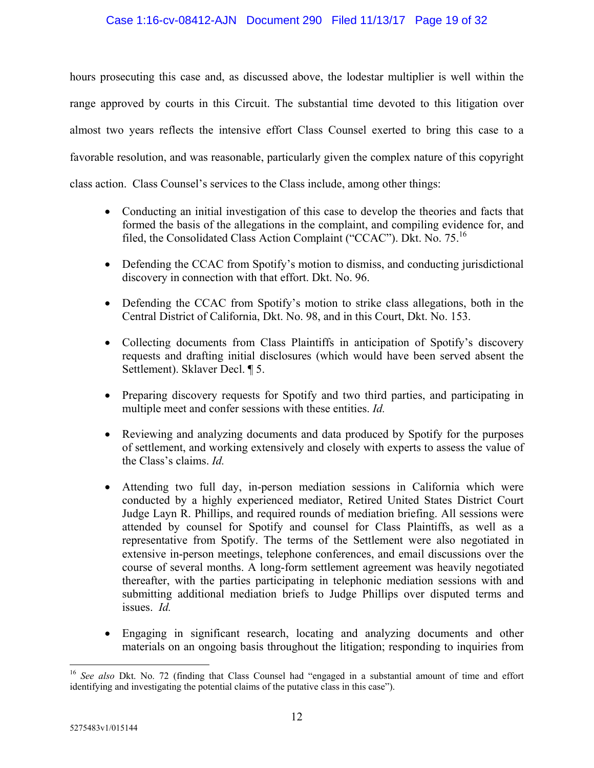hours prosecuting this case and, as discussed above, the lodestar multiplier is well within the range approved by courts in this Circuit. The substantial time devoted to this litigation over almost two years reflects the intensive effort Class Counsel exerted to bring this case to a favorable resolution, and was reasonable, particularly given the complex nature of this copyright class action. Class Counsel's services to the Class include, among other things:

- Conducting an initial investigation of this case to develop the theories and facts that formed the basis of the allegations in the complaint, and compiling evidence for, and filed, the Consolidated Class Action Complaint ("CCAC"). Dkt. No. 75.[16]

- Defending the CCAC from Spotify's motion to dismiss, and conducting jurisdictional discovery in connection with that effort. Dkt. No. 96.

- Defending the CCAC from Spotify's motion to strike class allegations, both in the Central District of California, Dkt. No. 98, and in this Court, Dkt. No. 153.

- Collecting documents from Class Plaintiffs in anticipation of Spotify's discovery requests and drafting initial disclosures (which would have been served absent the Settlement). Sklaver Decl. ¶ 5.

- Preparing discovery requests for Spotify and two third parties, and participating in multiple meet and confer sessions with these entities. *Id.*

- Reviewing and analyzing documents and data produced by Spotify for the purposes of settlement, and working extensively and closely with experts to assess the value of the Class's claims. *Id.*

- Attending two full day, in-person mediation sessions in California which were conducted by a highly experienced mediator, Retired United States District Court Judge Layn R. Phillips, and required rounds of mediation briefing. All sessions were attended by counsel for Spotify and counsel for Class Plaintiffs, as well as a representative from Spotify. The terms of the Settlement were also negotiated in extensive in-person meetings, telephone conferences, and email discussions over the course of several months. A long-form settlement agreement was heavily negotiated thereafter, with the parties participating in telephonic mediation sessions with and submitting additional mediation briefs to Judge Phillips over disputed terms and issues. *Id.*

- Engaging in significant research, locating and analyzing documents and other materials on an ongoing basis throughout the litigation; responding to inquiries from

---

[16] *See also* Dkt. No. 72 (finding that Class Counsel had "engaged in a substantial amount of time and effort identifying and investigating the potential claims of the putative class in this case").

5275483v1/015144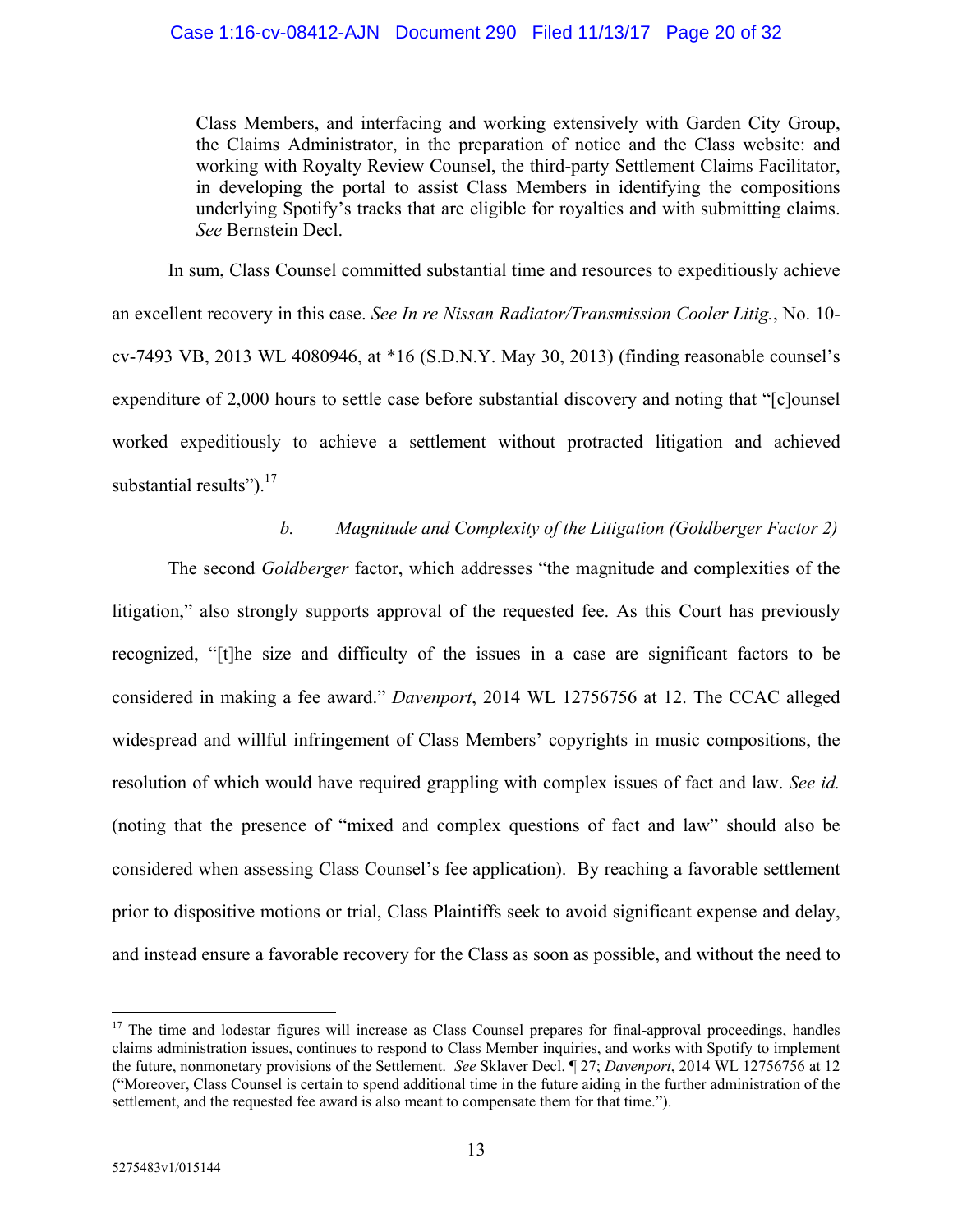Class Members, and interfacing and working extensively with Garden City Group, the Claims Administrator, in the preparation of notice and the Class website: and working with Royalty Review Counsel, the third-party Settlement Claims Facilitator, in developing the portal to assist Class Members in identifying the compositions underlying Spotify's tracks that are eligible for royalties and with submitting claims. *See* Bernstein Decl.

In sum, Class Counsel committed substantial time and resources to expeditiously achieve an excellent recovery in this case. *See In re Nissan Radiator/Transmission Cooler Litig.*, No. 10-cv-7493 VB, 2013 WL 4080946, at *16 (S.D.N.Y. May 30, 2013) (finding reasonable counsel's expenditure of 2,000 hours to settle case before substantial discovery and noting that "[c]ounsel worked expeditiously to achieve a settlement without protracted litigation and achieved substantial results").[17]

*b. Magnitude and Complexity of the Litigation (Goldberger Factor 2)*

The second *Goldberger* factor, which addresses "the magnitude and complexities of the litigation," also strongly supports approval of the requested fee. As this Court has previously recognized, "[t]he size and difficulty of the issues in a case are significant factors to be considered in making a fee award." *Davenport*, 2014 WL 12756756 at 12. The CCAC alleged widespread and willful infringement of Class Members' copyrights in music compositions, the resolution of which would have required grappling with complex issues of fact and law. *See id.* (noting that the presence of "mixed and complex questions of fact and law" should also be considered when assessing Class Counsel's fee application). By reaching a favorable settlement prior to dispositive motions or trial, Class Plaintiffs seek to avoid significant expense and delay, and instead ensure a favorable recovery for the Class as soon as possible, and without the need to

---

[17] The time and lodestar figures will increase as Class Counsel prepares for final-approval proceedings, handles claims administration issues, continues to respond to Class Member inquiries, and works with Spotify to implement the future, nonmonetary provisions of the Settlement. *See* Sklaver Decl. ¶ 27; *Davenport*, 2014 WL 12756756 at 12 ("Moreover, Class Counsel is certain to spend additional time in the future aiding in the further administration of the settlement, and the requested fee award is also meant to compensate them for that time.").

5275483v1/015144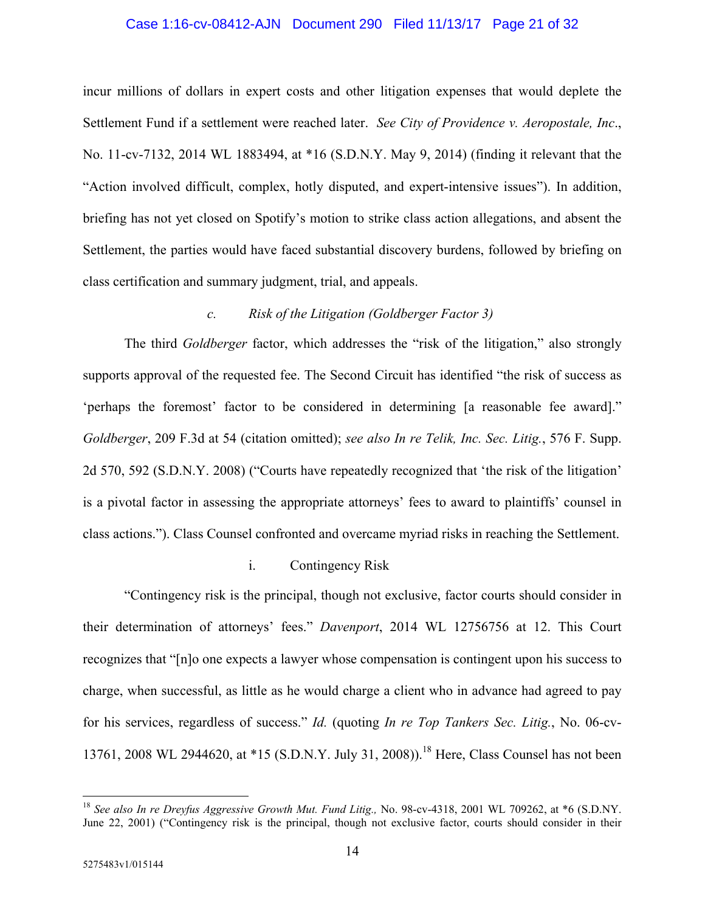incur millions of dollars in expert costs and other litigation expenses that would deplete the Settlement Fund if a settlement were reached later. *See City of Providence v. Aeropostale, Inc*., No. 11-cv-7132, 2014 WL 1883494, at *16 (S.D.N.Y. May 9, 2014) (finding it relevant that the "Action involved difficult, complex, hotly disputed, and expert-intensive issues"). In addition, briefing has not yet closed on Spotify's motion to strike class action allegations, and absent the Settlement, the parties would have faced substantial discovery burdens, followed by briefing on class certification and summary judgment, trial, and appeals.

*c. Risk of the Litigation (Goldberger Factor 3)*

The third *Goldberger* factor, which addresses the "risk of the litigation," also strongly supports approval of the requested fee. The Second Circuit has identified "the risk of success as 'perhaps the foremost' factor to be considered in determining [a reasonable fee award]." *Goldberger*, 209 F.3d at 54 (citation omitted); *see also In re Telik, Inc. Sec. Litig.*, 576 F. Supp. 2d 570, 592 (S.D.N.Y. 2008) ("Courts have repeatedly recognized that 'the risk of the litigation' is a pivotal factor in assessing the appropriate attorneys' fees to award to plaintiffs' counsel in class actions."). Class Counsel confronted and overcame myriad risks in reaching the Settlement.

i. Contingency Risk

"Contingency risk is the principal, though not exclusive, factor courts should consider in their determination of attorneys' fees." *Davenport*, 2014 WL 12756756 at 12. This Court recognizes that "[n]o one expects a lawyer whose compensation is contingent upon his success to charge, when successful, as little as he would charge a client who in advance had agreed to pay for his services, regardless of success." *Id.* (quoting *In re Top Tankers Sec. Litig.*, No. 06-cv-13761, 2008 WL 2944620, at *15 (S.D.N.Y. July 31, 2008)).[18] Here, Class Counsel has not been

---

[18] *See also In re Dreyfus Aggressive Growth Mut. Fund Litig.,* No. 98-cv-4318, 2001 WL 709262, at *6 (S.D.NY. June 22, 2001) ("Contingency risk is the principal, though not exclusive factor, courts should consider in their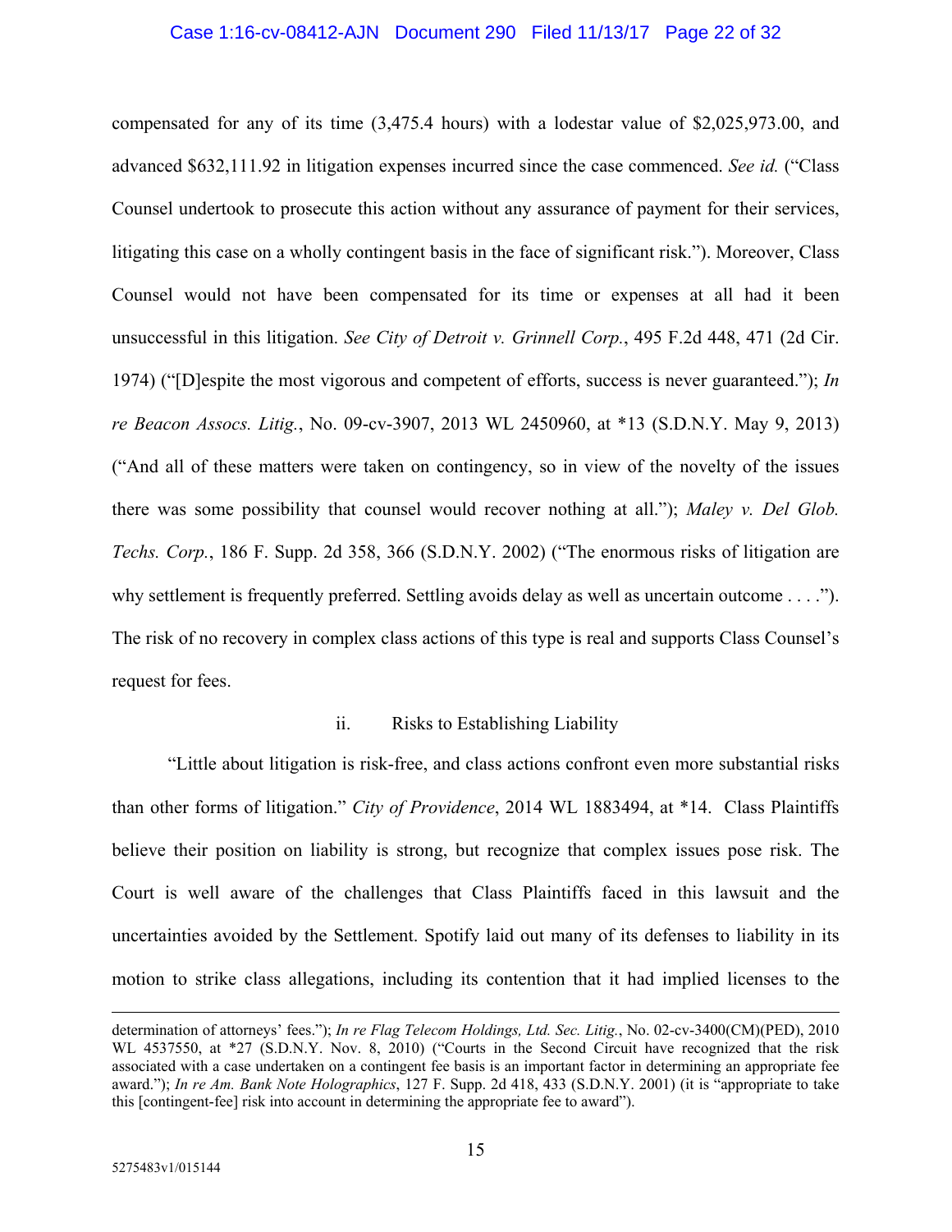compensated for any of its time (3,475.4 hours) with a lodestar value of $2,025,973.00, and advanced $632,111.92 in litigation expenses incurred since the case commenced. *See id.* ("Class Counsel undertook to prosecute this action without any assurance of payment for their services, litigating this case on a wholly contingent basis in the face of significant risk."). Moreover, Class Counsel would not have been compensated for its time or expenses at all had it been unsuccessful in this litigation. *See City of Detroit v. Grinnell Corp.*, 495 F.2d 448, 471 (2d Cir. 1974) ("[D]espite the most vigorous and competent of efforts, success is never guaranteed."); *In re Beacon Assocs. Litig.*, No. 09-cv-3907, 2013 WL 2450960, at *13 (S.D.N.Y. May 9, 2013) ("And all of these matters were taken on contingency, so in view of the novelty of the issues there was some possibility that counsel would recover nothing at all."); *Maley v. Del Glob. Techs. Corp.*, 186 F. Supp. 2d 358, 366 (S.D.N.Y. 2002) ("The enormous risks of litigation are why settlement is frequently preferred. Settling avoids delay as well as uncertain outcome . . . ."). The risk of no recovery in complex class actions of this type is real and supports Class Counsel's request for fees.

ii. Risks to Establishing Liability

"Little about litigation is risk-free, and class actions confront even more substantial risks than other forms of litigation." *City of Providence*, 2014 WL 1883494, at *14. Class Plaintiffs believe their position on liability is strong, but recognize that complex issues pose risk. The Court is well aware of the challenges that Class Plaintiffs faced in this lawsuit and the uncertainties avoided by the Settlement. Spotify laid out many of its defenses to liability in its motion to strike class allegations, including its contention that it had implied licenses to the

---

determination of attorneys' fees."); *In re Flag Telecom Holdings, Ltd. Sec. Litig.*, No. 02-cv-3400(CM)(PED), 2010 WL 4537550, at *27 (S.D.N.Y. Nov. 8, 2010) ("Courts in the Second Circuit have recognized that the risk associated with a case undertaken on a contingent fee basis is an important factor in determining an appropriate fee award."); *In re Am. Bank Note Holographics*, 127 F. Supp. 2d 418, 433 (S.D.N.Y. 2001) (it is "appropriate to take this [contingent-fee] risk into account in determining the appropriate fee to award").

5275483v1/015144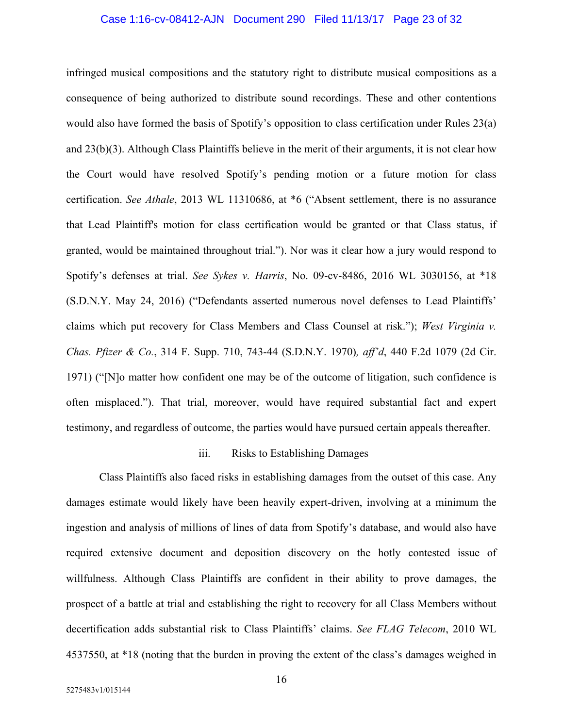infringed musical compositions and the statutory right to distribute musical compositions as a consequence of being authorized to distribute sound recordings. These and other contentions would also have formed the basis of Spotify's opposition to class certification under Rules 23(a) and 23(b)(3). Although Class Plaintiffs believe in the merit of their arguments, it is not clear how the Court would have resolved Spotify's pending motion or a future motion for class certification. *See Athale*, 2013 WL 11310686, at *6 ("Absent settlement, there is no assurance that Lead Plaintiff's motion for class certification would be granted or that Class status, if granted, would be maintained throughout trial."). Nor was it clear how a jury would respond to Spotify's defenses at trial. *See Sykes v. Harris*, No. 09-cv-8486, 2016 WL 3030156, at *18 (S.D.N.Y. May 24, 2016) ("Defendants asserted numerous novel defenses to Lead Plaintiffs' claims which put recovery for Class Members and Class Counsel at risk."); *West Virginia v. Chas. Pfizer & Co.*, 314 F. Supp. 710, 743-44 (S.D.N.Y. 1970)*, aff'd*, 440 F.2d 1079 (2d Cir. 1971) ("[N]o matter how confident one may be of the outcome of litigation, such confidence is often misplaced."). That trial, moreover, would have required substantial fact and expert testimony, and regardless of outcome, the parties would have pursued certain appeals thereafter.

iii. Risks to Establishing Damages

Class Plaintiffs also faced risks in establishing damages from the outset of this case. Any damages estimate would likely have been heavily expert-driven, involving at a minimum the ingestion and analysis of millions of lines of data from Spotify's database, and would also have required extensive document and deposition discovery on the hotly contested issue of willfulness. Although Class Plaintiffs are confident in their ability to prove damages, the prospect of a battle at trial and establishing the right to recovery for all Class Members without decertification adds substantial risk to Class Plaintiffs' claims. *See FLAG Telecom*, 2010 WL 4537550, at *18 (noting that the burden in proving the extent of the class's damages weighed in

5275483v1/015144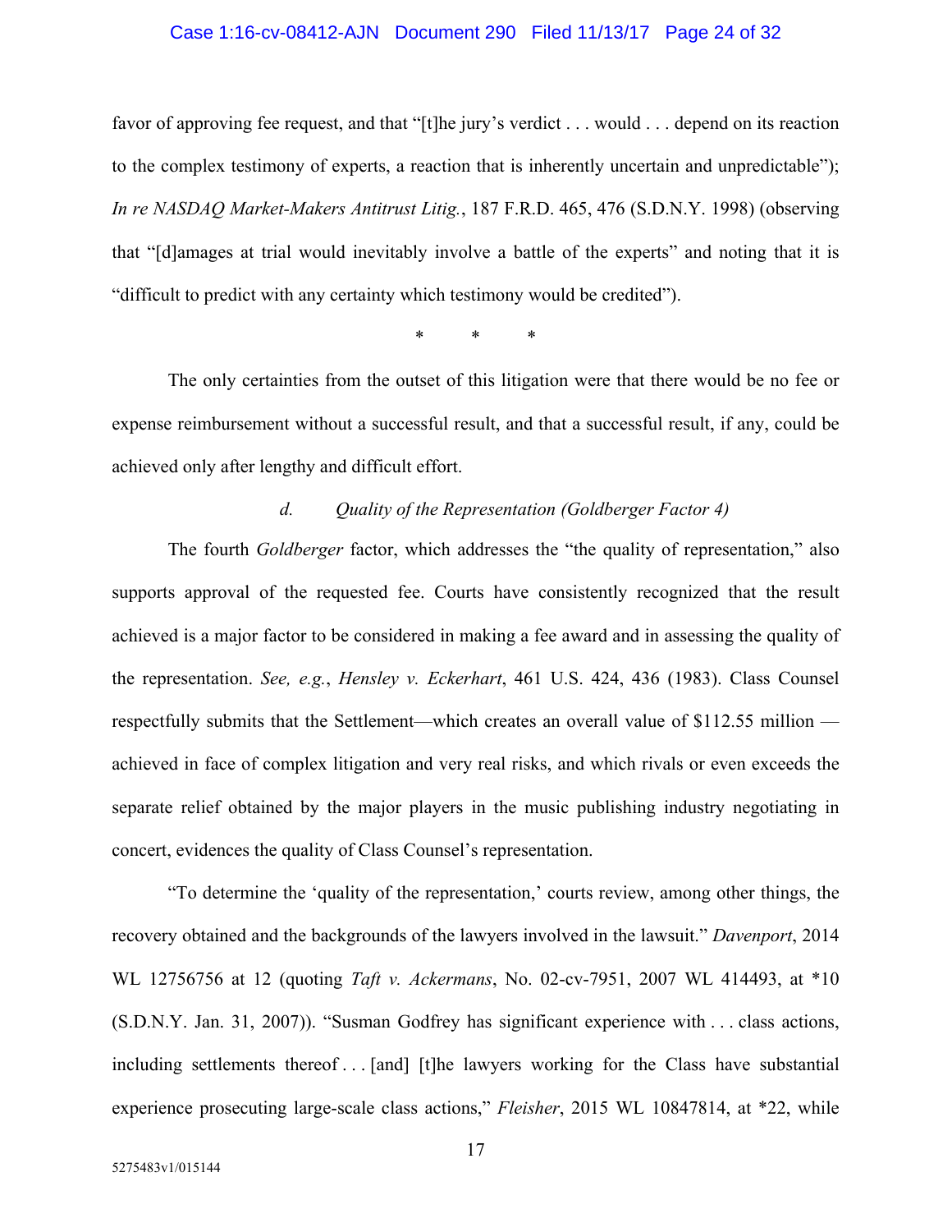favor of approving fee request, and that "[t]he jury's verdict . . . would . . . depend on its reaction to the complex testimony of experts, a reaction that is inherently uncertain and unpredictable"); *In re NASDAQ Market-Makers Antitrust Litig.*, 187 F.R.D. 465, 476 (S.D.N.Y. 1998) (observing that "[d]amages at trial would inevitably involve a battle of the experts" and noting that it is "difficult to predict with any certainty which testimony would be credited").

\* \* \*

The only certainties from the outset of this litigation were that there would be no fee or expense reimbursement without a successful result, and that a successful result, if any, could be achieved only after lengthy and difficult effort.

*d. Quality of the Representation (Goldberger Factor 4)*

The fourth *Goldberger* factor, which addresses the "the quality of representation," also supports approval of the requested fee. Courts have consistently recognized that the result achieved is a major factor to be considered in making a fee award and in assessing the quality of the representation. *See, e.g.*, *Hensley v. Eckerhart*, 461 U.S. 424, 436 (1983). Class Counsel respectfully submits that the Settlement—which creates an overall value of $112.55 million — achieved in face of complex litigation and very real risks, and which rivals or even exceeds the separate relief obtained by the major players in the music publishing industry negotiating in concert, evidences the quality of Class Counsel's representation.

"To determine the 'quality of the representation,' courts review, among other things, the recovery obtained and the backgrounds of the lawyers involved in the lawsuit." *Davenport*, 2014 WL 12756756 at 12 (quoting *Taft v. Ackermans*, No. 02-cv-7951, 2007 WL 414493, at *10 (S.D.N.Y. Jan. 31, 2007)). "Susman Godfrey has significant experience with . . . class actions, including settlements thereof . . . [and] [t]he lawyers working for the Class have substantial experience prosecuting large-scale class actions," *Fleisher*, 2015 WL 10847814, at *22, while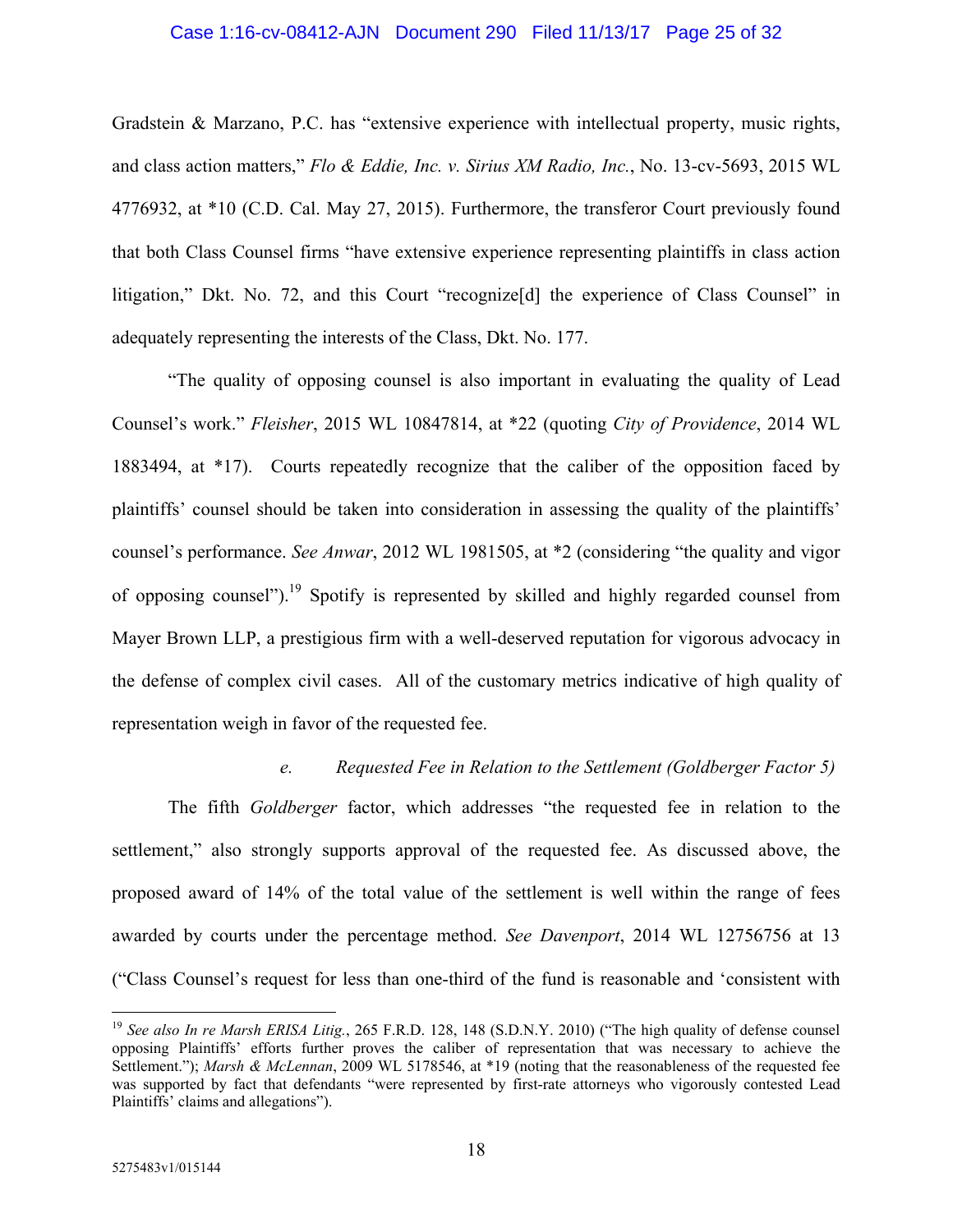Gradstein & Marzano, P.C. has "extensive experience with intellectual property, music rights, and class action matters," *Flo & Eddie, Inc. v. Sirius XM Radio, Inc.*, No. 13-cv-5693, 2015 WL 4776932, at *10 (C.D. Cal. May 27, 2015). Furthermore, the transferor Court previously found that both Class Counsel firms "have extensive experience representing plaintiffs in class action litigation," Dkt. No. 72, and this Court "recognize[d] the experience of Class Counsel" in adequately representing the interests of the Class, Dkt. No. 177.

"The quality of opposing counsel is also important in evaluating the quality of Lead Counsel's work." *Fleisher*, 2015 WL 10847814, at *22 (quoting *City of Providence*, 2014 WL 1883494, at *17). Courts repeatedly recognize that the caliber of the opposition faced by plaintiffs' counsel should be taken into consideration in assessing the quality of the plaintiffs' counsel's performance. *See Anwar*, 2012 WL 1981505, at *2 (considering "the quality and vigor of opposing counsel").[19] Spotify is represented by skilled and highly regarded counsel from Mayer Brown LLP, a prestigious firm with a well-deserved reputation for vigorous advocacy in the defense of complex civil cases. All of the customary metrics indicative of high quality of representation weigh in favor of the requested fee.

*e. Requested Fee in Relation to the Settlement (Goldberger Factor 5)*

The fifth *Goldberger* factor, which addresses "the requested fee in relation to the settlement," also strongly supports approval of the requested fee. As discussed above, the proposed award of 14% of the total value of the settlement is well within the range of fees awarded by courts under the percentage method. *See Davenport*, 2014 WL 12756756 at 13 ("Class Counsel's request for less than one-third of the fund is reasonable and 'consistent with

---

[19] *See also In re Marsh ERISA Litig.*, 265 F.R.D. 128, 148 (S.D.N.Y. 2010) ("The high quality of defense counsel opposing Plaintiffs' efforts further proves the caliber of representation that was necessary to achieve the Settlement."); *Marsh & McLennan*, 2009 WL 5178546, at *19 (noting that the reasonableness of the requested fee was supported by fact that defendants "were represented by first-rate attorneys who vigorously contested Lead Plaintiffs' claims and allegations").

5275483v1/015144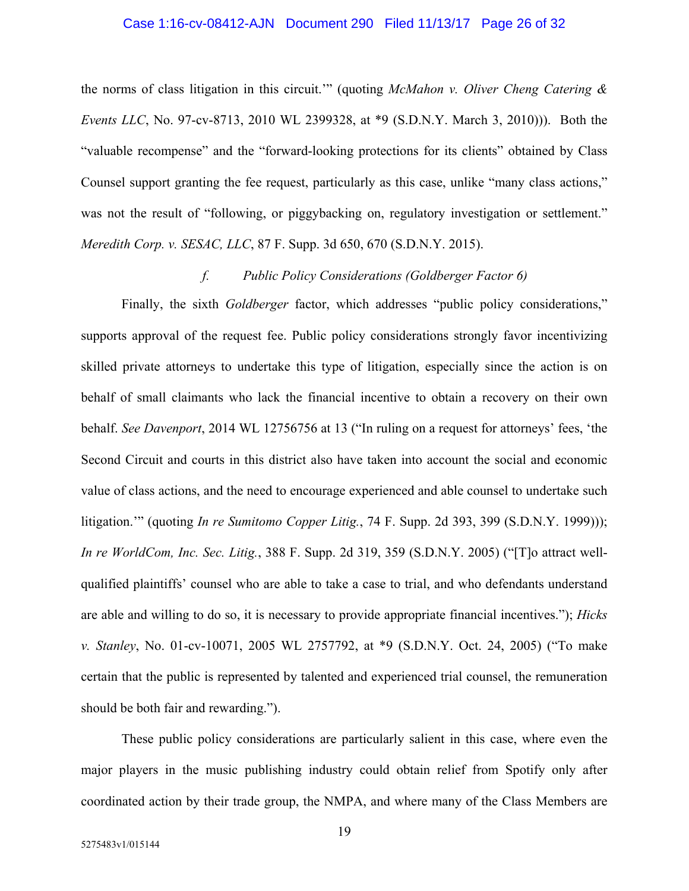the norms of class litigation in this circuit.'" (quoting *McMahon v. Oliver Cheng Catering & Events LLC*, No. 97-cv-8713, 2010 WL 2399328, at *9 (S.D.N.Y. March 3, 2010))). Both the "valuable recompense" and the "forward-looking protections for its clients" obtained by Class Counsel support granting the fee request, particularly as this case, unlike "many class actions," was not the result of "following, or piggybacking on, regulatory investigation or settlement." *Meredith Corp. v. SESAC, LLC*, 87 F. Supp. 3d 650, 670 (S.D.N.Y. 2015).

*f. Public Policy Considerations (Goldberger Factor 6)*

Finally, the sixth *Goldberger* factor, which addresses "public policy considerations," supports approval of the request fee. Public policy considerations strongly favor incentivizing skilled private attorneys to undertake this type of litigation, especially since the action is on behalf of small claimants who lack the financial incentive to obtain a recovery on their own behalf. *See Davenport*, 2014 WL 12756756 at 13 ("In ruling on a request for attorneys' fees, 'the Second Circuit and courts in this district also have taken into account the social and economic value of class actions, and the need to encourage experienced and able counsel to undertake such litigation.'" (quoting *In re Sumitomo Copper Litig.*, 74 F. Supp. 2d 393, 399 (S.D.N.Y. 1999))); *In re WorldCom, Inc. Sec. Litig.*, 388 F. Supp. 2d 319, 359 (S.D.N.Y. 2005) ("[T]o attract well-qualified plaintiffs' counsel who are able to take a case to trial, and who defendants understand are able and willing to do so, it is necessary to provide appropriate financial incentives."); *Hicks v. Stanley*, No. 01-cv-10071, 2005 WL 2757792, at *9 (S.D.N.Y. Oct. 24, 2005) ("To make certain that the public is represented by talented and experienced trial counsel, the remuneration should be both fair and rewarding.").

These public policy considerations are particularly salient in this case, where even the major players in the music publishing industry could obtain relief from Spotify only after coordinated action by their trade group, the NMPA, and where many of the Class Members are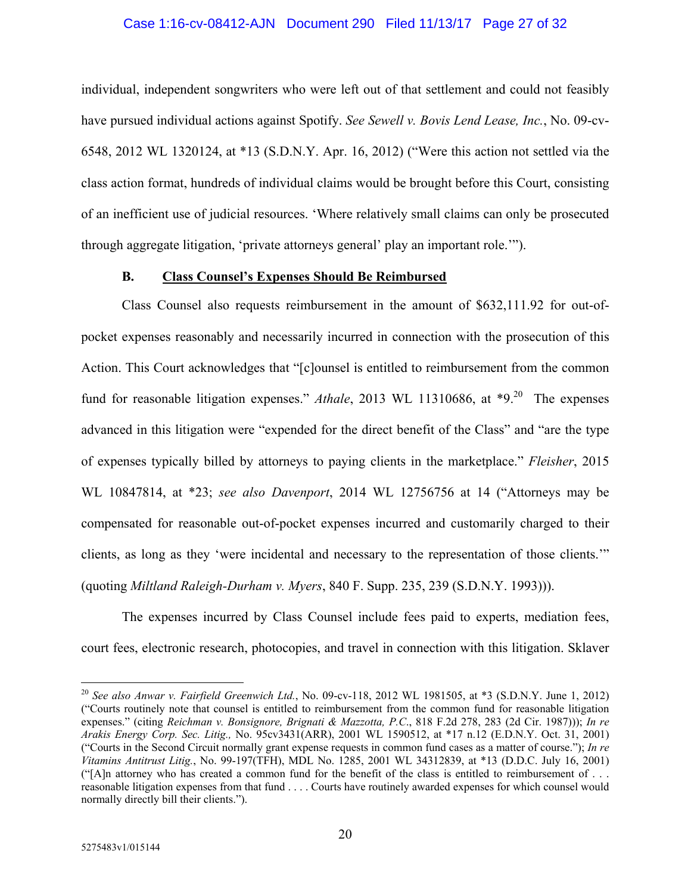individual, independent songwriters who were left out of that settlement and could not feasibly have pursued individual actions against Spotify. *See Sewell v. Bovis Lend Lease, Inc.*, No. 09-cv-6548, 2012 WL 1320124, at *13 (S.D.N.Y. Apr. 16, 2012) ("Were this action not settled via the class action format, hundreds of individual claims would be brought before this Court, consisting of an inefficient use of judicial resources. 'Where relatively small claims can only be prosecuted through aggregate litigation, 'private attorneys general' play an important role.'").

### B. Class Counsel's Expenses Should Be Reimbursed

Class Counsel also requests reimbursement in the amount of $632,111.92 for out-of-pocket expenses reasonably and necessarily incurred in connection with the prosecution of this Action. This Court acknowledges that "[c]ounsel is entitled to reimbursement from the common fund for reasonable litigation expenses." *Athale*, 2013 WL 11310686, at *9.[20] The expenses advanced in this litigation were "expended for the direct benefit of the Class" and "are the type of expenses typically billed by attorneys to paying clients in the marketplace." *Fleisher*, 2015 WL 10847814, at *23; *see also Davenport*, 2014 WL 12756756 at 14 ("Attorneys may be compensated for reasonable out-of-pocket expenses incurred and customarily charged to their clients, as long as they 'were incidental and necessary to the representation of those clients.'" (quoting *Miltland Raleigh-Durham v. Myers*, 840 F. Supp. 235, 239 (S.D.N.Y. 1993))).

The expenses incurred by Class Counsel include fees paid to experts, mediation fees, court fees, electronic research, photocopies, and travel in connection with this litigation. Sklaver

---

[20] *See also Anwar v. Fairfield Greenwich Ltd.*, No. 09-cv-118, 2012 WL 1981505, at *3 (S.D.N.Y. June 1, 2012) ("Courts routinely note that counsel is entitled to reimbursement from the common fund for reasonable litigation expenses." (citing *Reichman v. Bonsignore, Brignati & Mazzotta, P.C.*, 818 F.2d 278, 283 (2d Cir. 1987))); *In re Arakis Energy Corp. Sec. Litig.,* No. 95cv3431(ARR), 2001 WL 1590512, at *17 n.12 (E.D.N.Y. Oct. 31, 2001) ("Courts in the Second Circuit normally grant expense requests in common fund cases as a matter of course."); *In re Vitamins Antitrust Litig.*, No. 99-197(TFH), MDL No. 1285, 2001 WL 34312839, at *13 (D.D.C. July 16, 2001) ("[A]n attorney who has created a common fund for the benefit of the class is entitled to reimbursement of . . . reasonable litigation expenses from that fund . . . . Courts have routinely awarded expenses for which counsel would normally directly bill their clients.").

5275483v1/015144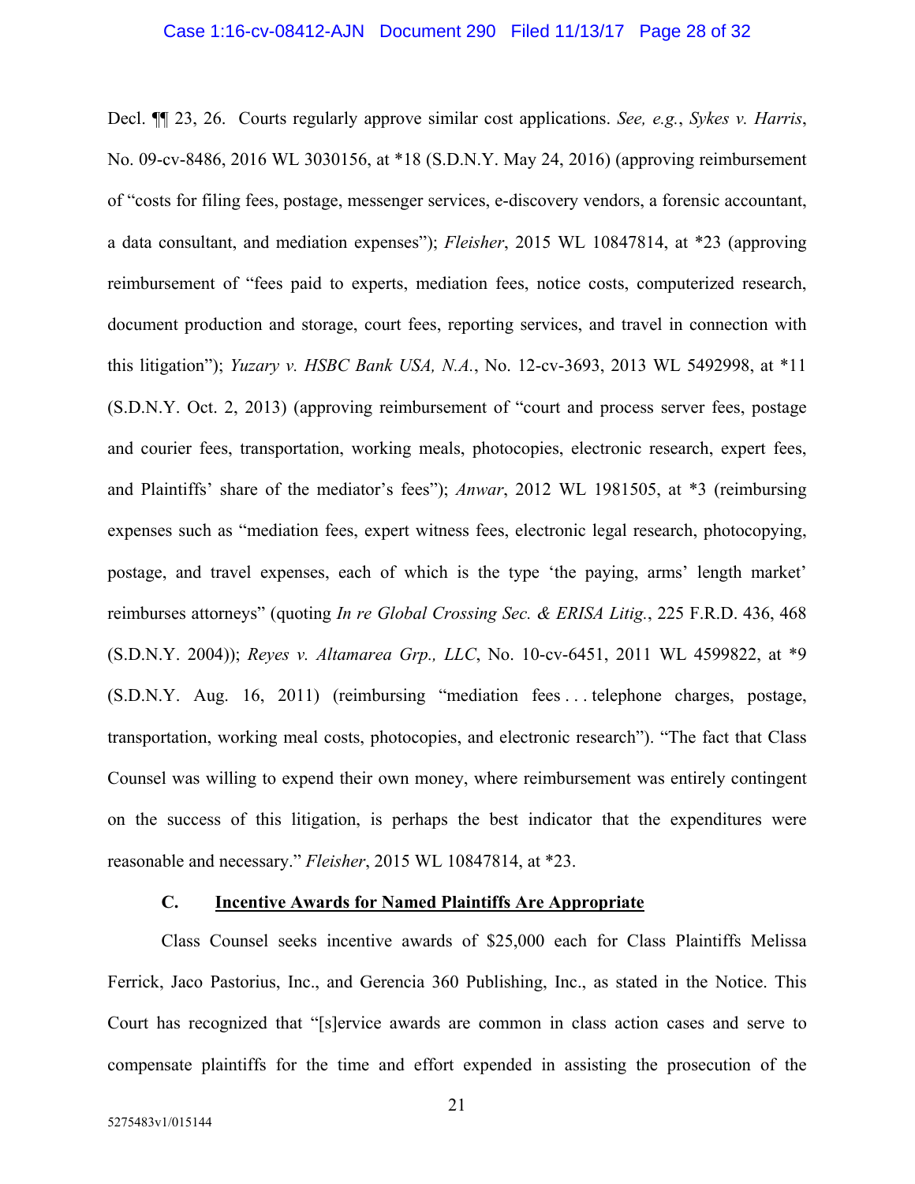Decl. ¶¶ 23, 26. Courts regularly approve similar cost applications. *See, e.g.*, *Sykes v. Harris*, No. 09-cv-8486, 2016 WL 3030156, at *18 (S.D.N.Y. May 24, 2016) (approving reimbursement of "costs for filing fees, postage, messenger services, e-discovery vendors, a forensic accountant, a data consultant, and mediation expenses"); *Fleisher*, 2015 WL 10847814, at *23 (approving reimbursement of "fees paid to experts, mediation fees, notice costs, computerized research, document production and storage, court fees, reporting services, and travel in connection with this litigation"); *Yuzary v. HSBC Bank USA, N.A.*, No. 12-cv-3693, 2013 WL 5492998, at *11 (S.D.N.Y. Oct. 2, 2013) (approving reimbursement of "court and process server fees, postage and courier fees, transportation, working meals, photocopies, electronic research, expert fees, and Plaintiffs' share of the mediator's fees"); *Anwar*, 2012 WL 1981505, at *3 (reimbursing expenses such as "mediation fees, expert witness fees, electronic legal research, photocopying, postage, and travel expenses, each of which is the type 'the paying, arms' length market' reimburses attorneys" (quoting *In re Global Crossing Sec. & ERISA Litig.*, 225 F.R.D. 436, 468 (S.D.N.Y. 2004)); *Reyes v. Altamarea Grp., LLC*, No. 10-cv-6451, 2011 WL 4599822, at *9 (S.D.N.Y. Aug. 16, 2011) (reimbursing "mediation fees . . . telephone charges, postage, transportation, working meal costs, photocopies, and electronic research"). "The fact that Class Counsel was willing to expend their own money, where reimbursement was entirely contingent on the success of this litigation, is perhaps the best indicator that the expenditures were reasonable and necessary." *Fleisher*, 2015 WL 10847814, at *23.

### C. Incentive Awards for Named Plaintiffs Are Appropriate

Class Counsel seeks incentive awards of $25,000 each for Class Plaintiffs Melissa Ferrick, Jaco Pastorius, Inc., and Gerencia 360 Publishing, Inc., as stated in the Notice. This Court has recognized that "[s]ervice awards are common in class action cases and serve to compensate plaintiffs for the time and effort expended in assisting the prosecution of the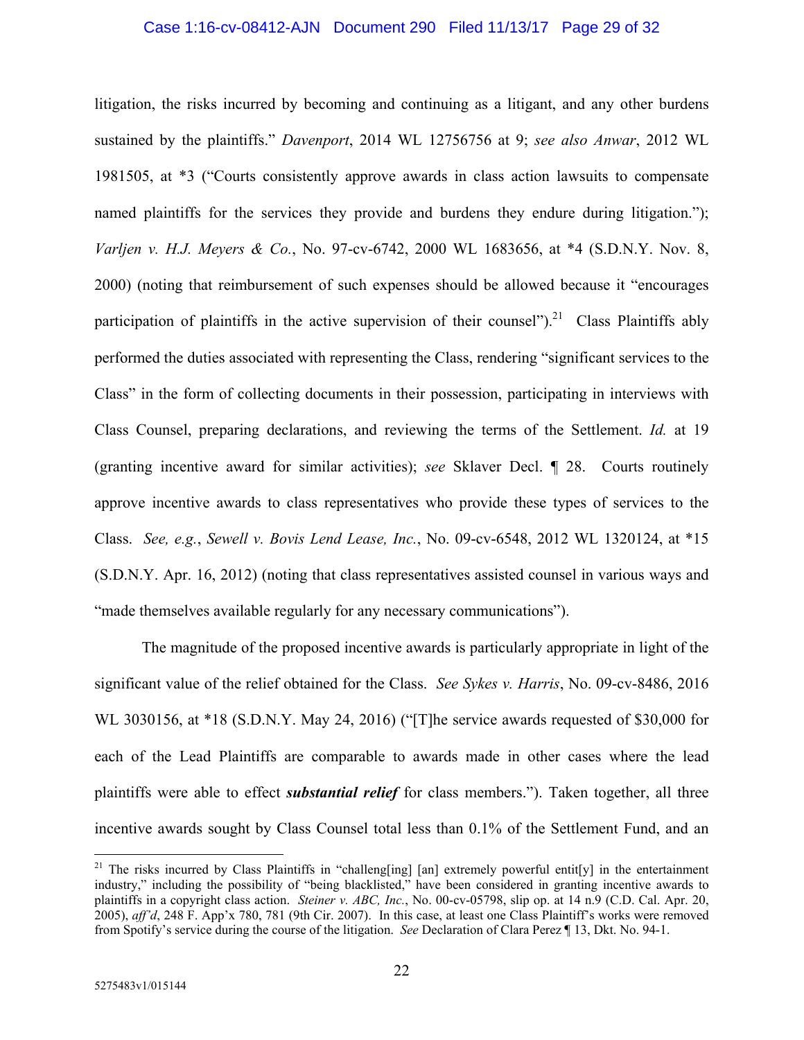litigation, the risks incurred by becoming and continuing as a litigant, and any other burdens sustained by the plaintiffs." *Davenport*, 2014 WL 12756756 at 9; *see also Anwar*, 2012 WL 1981505, at *3 ("Courts consistently approve awards in class action lawsuits to compensate named plaintiffs for the services they provide and burdens they endure during litigation."); *Varljen v. H.J. Meyers & Co.*, No. 97-cv-6742, 2000 WL 1683656, at *4 (S.D.N.Y. Nov. 8, 2000) (noting that reimbursement of such expenses should be allowed because it "encourages participation of plaintiffs in the active supervision of their counsel").[21] Class Plaintiffs ably performed the duties associated with representing the Class, rendering "significant services to the Class" in the form of collecting documents in their possession, participating in interviews with Class Counsel, preparing declarations, and reviewing the terms of the Settlement. *Id.* at 19 (granting incentive award for similar activities); *see* Sklaver Decl. ¶ 28. Courts routinely approve incentive awards to class representatives who provide these types of services to the Class. *See, e.g.*, *Sewell v. Bovis Lend Lease, Inc.*, No. 09-cv-6548, 2012 WL 1320124, at *15 (S.D.N.Y. Apr. 16, 2012) (noting that class representatives assisted counsel in various ways and "made themselves available regularly for any necessary communications").

The magnitude of the proposed incentive awards is particularly appropriate in light of the significant value of the relief obtained for the Class. *See Sykes v. Harris*, No. 09-cv-8486, 2016 WL 3030156, at *18 (S.D.N.Y. May 24, 2016) ("[T]he service awards requested of $30,000 for each of the Lead Plaintiffs are comparable to awards made in other cases where the lead plaintiffs were able to effect ***substantial relief*** for class members."). Taken together, all three incentive awards sought by Class Counsel total less than 0.1% of the Settlement Fund, and an

---

[21] The risks incurred by Class Plaintiffs in "challeng[ing] [an] extremely powerful entit[y] in the entertainment industry," including the possibility of "being blacklisted," have been considered in granting incentive awards to plaintiffs in a copyright class action. *Steiner v. ABC, Inc.*, No. 00-cv-05798, slip op. at 14 n.9 (C.D. Cal. Apr. 20, 2005), *aff'd*, 248 F. App'x 780, 781 (9th Cir. 2007). In this case, at least one Class Plaintiff's works were removed from Spotify's service during the course of the litigation. *See* Declaration of Clara Perez ¶ 13, Dkt. No. 94-1.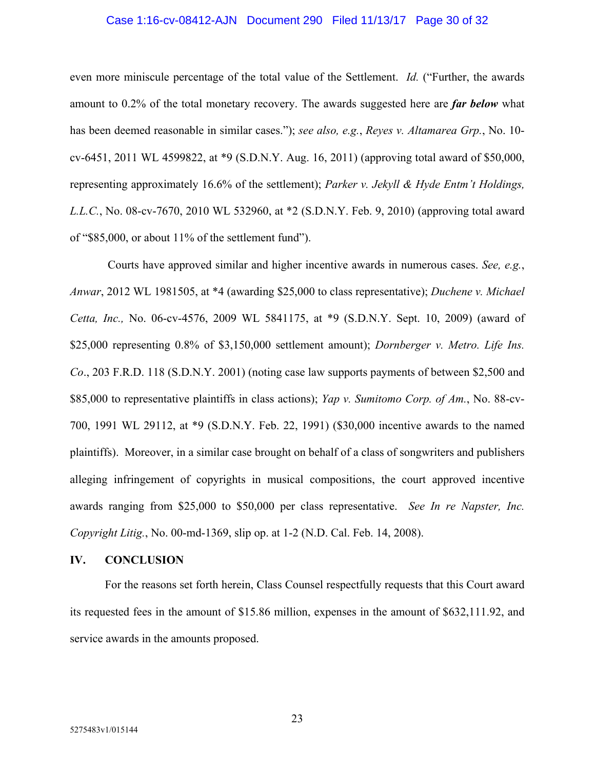even more miniscule percentage of the total value of the Settlement. *Id.* ("Further, the awards amount to 0.2% of the total monetary recovery. The awards suggested here are ***far below*** what has been deemed reasonable in similar cases."); *see also, e.g.*, *Reyes v. Altamarea Grp.*, No. 10-cv-6451, 2011 WL 4599822, at *9 (S.D.N.Y. Aug. 16, 2011) (approving total award of $50,000, representing approximately 16.6% of the settlement); *Parker v. Jekyll & Hyde Entm't Holdings, L.L.C.*, No. 08-cv-7670, 2010 WL 532960, at *2 (S.D.N.Y. Feb. 9, 2010) (approving total award of "$85,000, or about 11% of the settlement fund").

Courts have approved similar and higher incentive awards in numerous cases. *See, e.g.*, *Anwar*, 2012 WL 1981505, at *4 (awarding $25,000 to class representative); *Duchene v. Michael Cetta, Inc.,* No. 06-cv-4576, 2009 WL 5841175, at *9 (S.D.N.Y. Sept. 10, 2009) (award of $25,000 representing 0.8% of $3,150,000 settlement amount); *Dornberger v. Metro. Life Ins. Co*., 203 F.R.D. 118 (S.D.N.Y. 2001) (noting case law supports payments of between $2,500 and $85,000 to representative plaintiffs in class actions); *Yap v. Sumitomo Corp. of Am.*, No. 88-cv-700, 1991 WL 29112, at *9 (S.D.N.Y. Feb. 22, 1991) ($30,000 incentive awards to the named plaintiffs). Moreover, in a similar case brought on behalf of a class of songwriters and publishers alleging infringement of copyrights in musical compositions, the court approved incentive awards ranging from $25,000 to $50,000 per class representative. *See In re Napster, Inc. Copyright Litig.*, No. 00-md-1369, slip op. at 1-2 (N.D. Cal. Feb. 14, 2008).

## IV. CONCLUSION

For the reasons set forth herein, Class Counsel respectfully requests that this Court award its requested fees in the amount of $15.86 million, expenses in the amount of $632,111.92, and service awards in the amounts proposed.

5275483v1/015144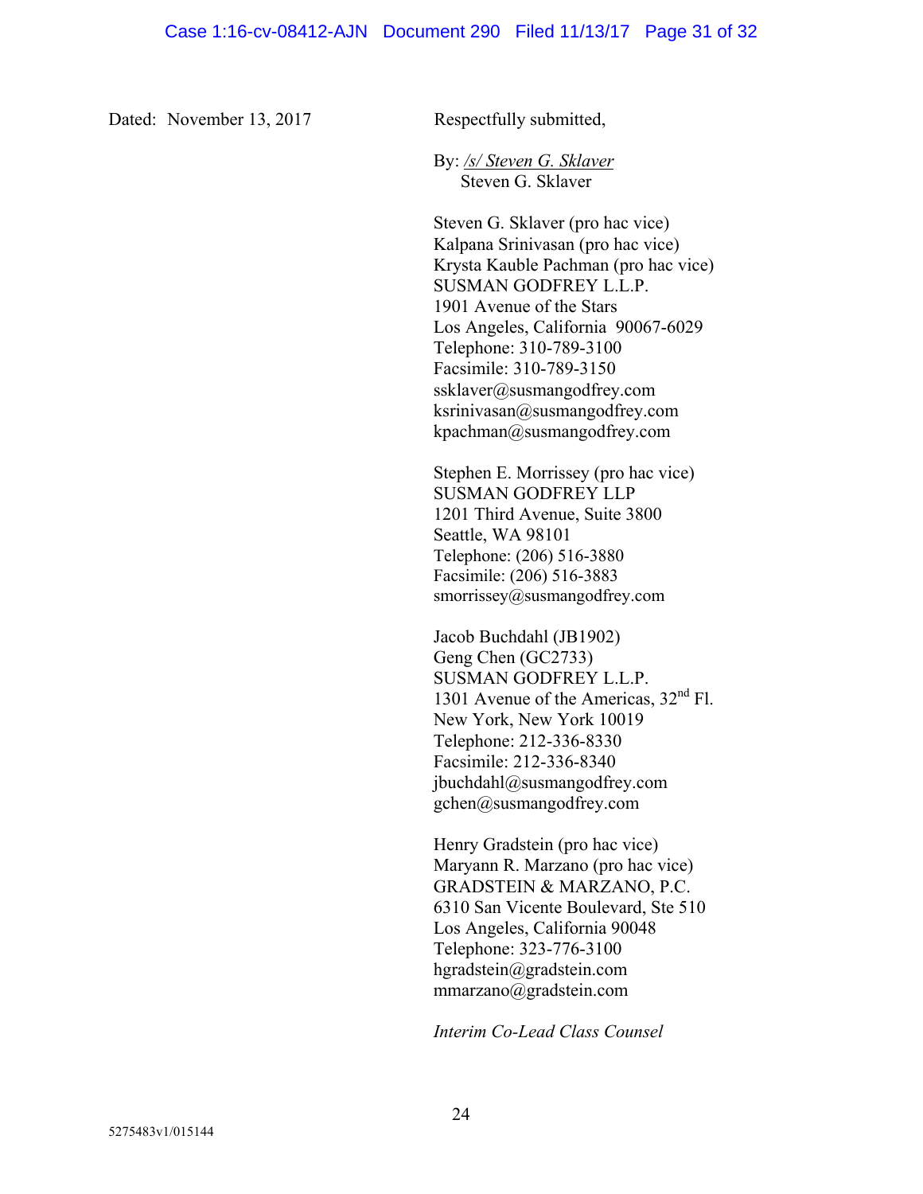Dated: November 13, 2017

Respectfully submitted,

By: */s/ Steven G. Sklaver*
Steven G. Sklaver

Steven G. Sklaver (pro hac vice)
Kalpana Srinivasan (pro hac vice)
Krysta Kauble Pachman (pro hac vice)
SUSMAN GODFREY L.L.P.
1901 Avenue of the Stars
Los Angeles, California 90067-6029
Telephone: 310-789-3100
Facsimile: 310-789-3150
ssklaver@susmangodfrey.com
ksrinivasan@susmangodfrey.com
kpachman@susmangodfrey.com

Stephen E. Morrissey (pro hac vice)
SUSMAN GODFREY LLP
1201 Third Avenue, Suite 3800
Seattle, WA 98101
Telephone: (206) 516-3880
Facsimile: (206) 516-3883
smorrissey@susmangodfrey.com

Jacob Buchdahl (JB1902)
Geng Chen (GC2733)
SUSMAN GODFREY L.L.P.
1301 Avenue of the Americas, 32nd Fl.
New York, New York 10019
Telephone: 212-336-8330
Facsimile: 212-336-8340
jbuchdahl@susmangodfrey.com
gchen@susmangodfrey.com

Henry Gradstein (pro hac vice)
Maryann R. Marzano (pro hac vice)
GRADSTEIN & MARZANO, P.C.
6310 San Vicente Boulevard, Ste 510
Los Angeles, California 90048
Telephone: 323-776-3100
hgradstein@gradstein.com
mmarzano@gradstein.com

*Interim Co-Lead Class Counsel*

5275483v1/015144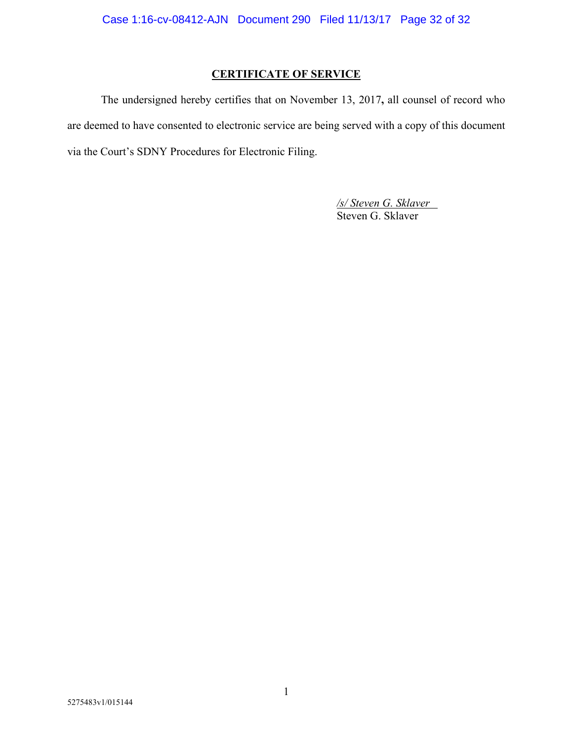## CERTIFICATE OF SERVICE

The undersigned hereby certifies that on November 13, 2017**,** all counsel of record who are deemed to have consented to electronic service are being served with a copy of this document via the Court's SDNY Procedures for Electronic Filing.

*/s/ Steven G. Sklaver*
Steven G. Sklaver

5275483v1/015144